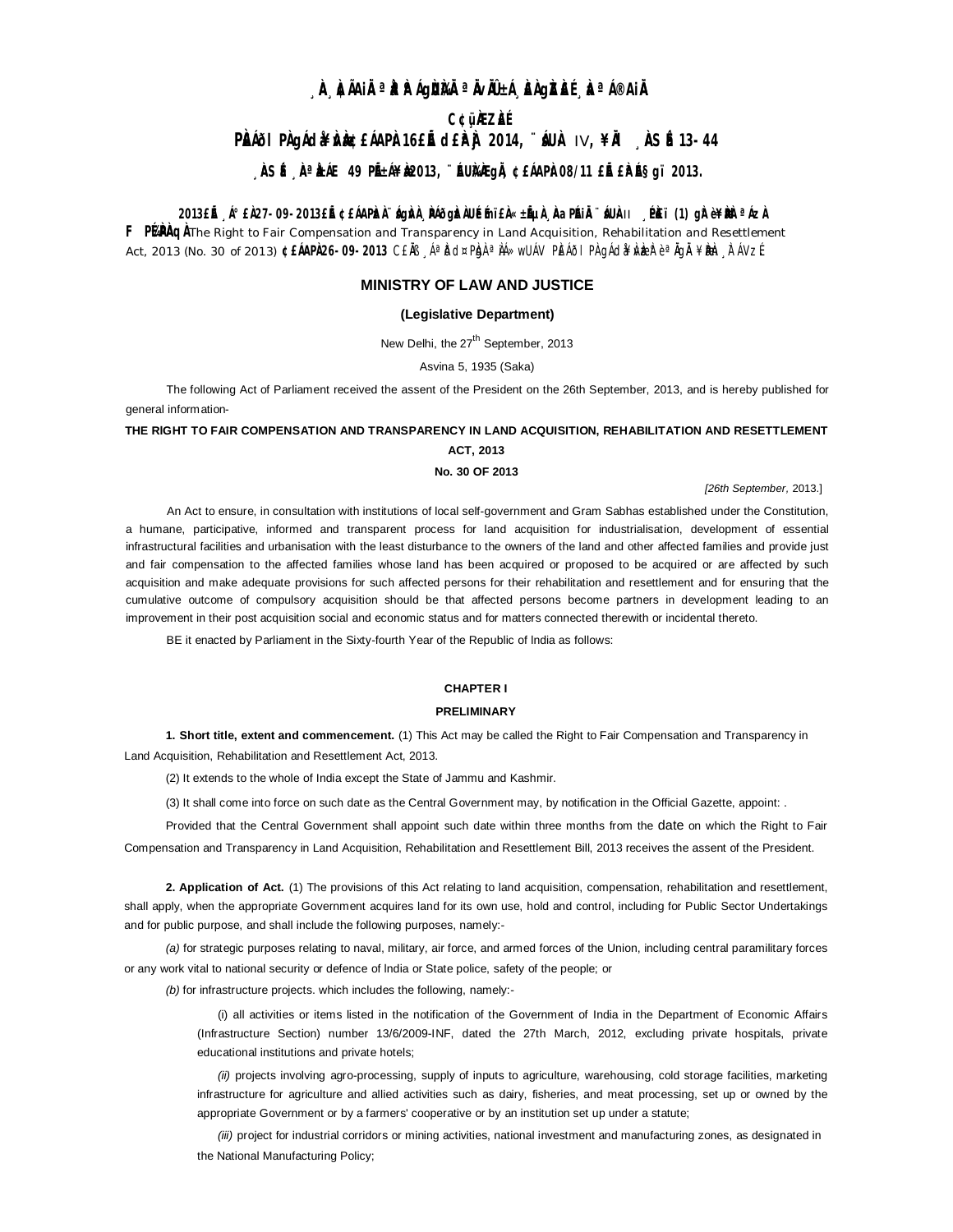**¸ÀA¸À¢ÃAiÀÄ ªÀåªÀºÁgÀUÀ¼ÀÄ ªÀÄvÀÄÛ ±Á¸À£À gÀZÀ£É ¸ÀaªÁ®AiÀÄ**

**C¢ü¸ÀÆZÀ£É**

**PÀ£ÁðlPÀ gÁdå¥ÀvÀæ ¢£ÁAPÀ: 16£Éà d£ÀªÀj 2014, ¨sÁUÀ IV, ¥ÀÄl ¸ÀASÉå 13-44**

**¸ÀASÉå ¸ÀAªÀå±ÁE 49 PÉñÁ¥Àæ 2013, ¨ÉAUÀ¼ÀÆgÀÄ, ¢£ÁAPÀ 08/11 £ÀªÉA§gï 2013.**

**2013£Éà ¸Á°£À 27-09-2013£Éà ¢£ÁAPÀzÀ ¨sÁgÀvÀ ¸ÀPÁðgÀzÀ UÉeÉmï£À «±ÉõÀ ¸ÀAaPÉAiÀÄ ¨sÁUÀ** II **¸ÉPÀë£ï (1) gÀ°è ¥ÀæPÀlªÁzÀ F PÉ¼ÀPÀAqÀ** The Right to Fair Compensation and Transparency in Land Acquisition, Rehabilitation and Resettlement Act, 2013 (No. 30 of 2013) **¢£ÁAPÀ 26-09-2013** C£ÀÄ¸ÁgÀ ¤ªÀÄð¹zÀ ªÀÄwÛ PÀ£ÁðlPÀ gÁdå¥ÀvÀæzÀ°è ¥ÀæPÀn¸À¯ÁVzÉ

## MINISTRY OF LAW AND JUSTICE

**(Legislative Department)**

New Delhi, the 27th September, 2013

Asvina 5, 1935 (Saka)

The following Act of Parliament received the assent of the President on the 26th September, 2013, and is hereby published for general information-

**THE RIGHT TO FAIR COMPENSATION AND TRANSPARENCY IN LAND ACQUISITION, REHABILITATION AND RESETTLEMENT ACT, 2013**

**No. 30 OF 2013**

*[26th September,* 2013.]

An Act to ensure, in consultation with institutions of local self-government and Gram Sabhas established under the Constitution, a humane, participative, informed and transparent process for land acquisition for industrialisation, development of essential infrastructural facilities and urbanisation with the least disturbance to the owners of the land and other affected families and provide just and fair compensation to the affected families whose land has been acquired or proposed to be acquired or are affected by such acquisition and make adequate provisions for such affected persons for their rehabilitation and resettlement and for ensuring that the cumulative outcome of compulsory acquisition should be that affected persons become partners in development leading to an improvement in their post acquisition social and economic status and for matters connected therewith or incidental thereto.

BE it enacted by Parliament in the Sixty-fourth Year of the Republic of India as follows:

### CHAPTER I

### PRELIMINARY

**1. Short title, extent and commencement.** (1) This Act may be called the Right to Fair Compensation and Transparency in Land Acquisition, Rehabilitation and Resettlement Act, 2013.

(2) It extends to the whole of India except the State of Jammu and Kashmir.

(3) It shall come into force on such date as the Central Government may, by notification in the Official Gazette, appoint: .

Provided that the Central Government shall appoint such date within three months from the date on which the Right to Fair Compensation and Transparency in Land Acquisition, Rehabilitation and Resettlement Bill, 2013 receives the assent of the President.

**2. Application of Act.** (1) The provisions of this Act relating to land acquisition, compensation, rehabilitation and resettlement, shall apply, when the appropriate Government acquires land for its own use, hold and control, including for Public Sector Undertakings and for public purpose, and shall include the following purposes, namely:-

*(a)* for strategic purposes relating to naval, military, air force, and armed forces of the Union, including central paramilitary forces or any work vital to national security or defence of India or State police, safety of the people; or

*(b)* for infrastructure projects. which includes the following, namely:-

(i) all activities or items listed in the notification of the Government of India in the Department of Economic Affairs (Infrastructure Section) number 13/6/2009-INF, dated the 27th March, 2012, excluding private hospitals, private educational institutions and private hotels;

*(ii)* projects involving agro-processing, supply of inputs to agriculture, warehousing, cold storage facilities, marketing infrastructure for agriculture and allied activities such as dairy, fisheries, and meat processing, set up or owned by the appropriate Government or by a farmers' cooperative or by an institution set up under a statute;

*(iii)* project for industrial corridors or mining activities, national investment and manufacturing zones, as designated in the National Manufacturing Policy;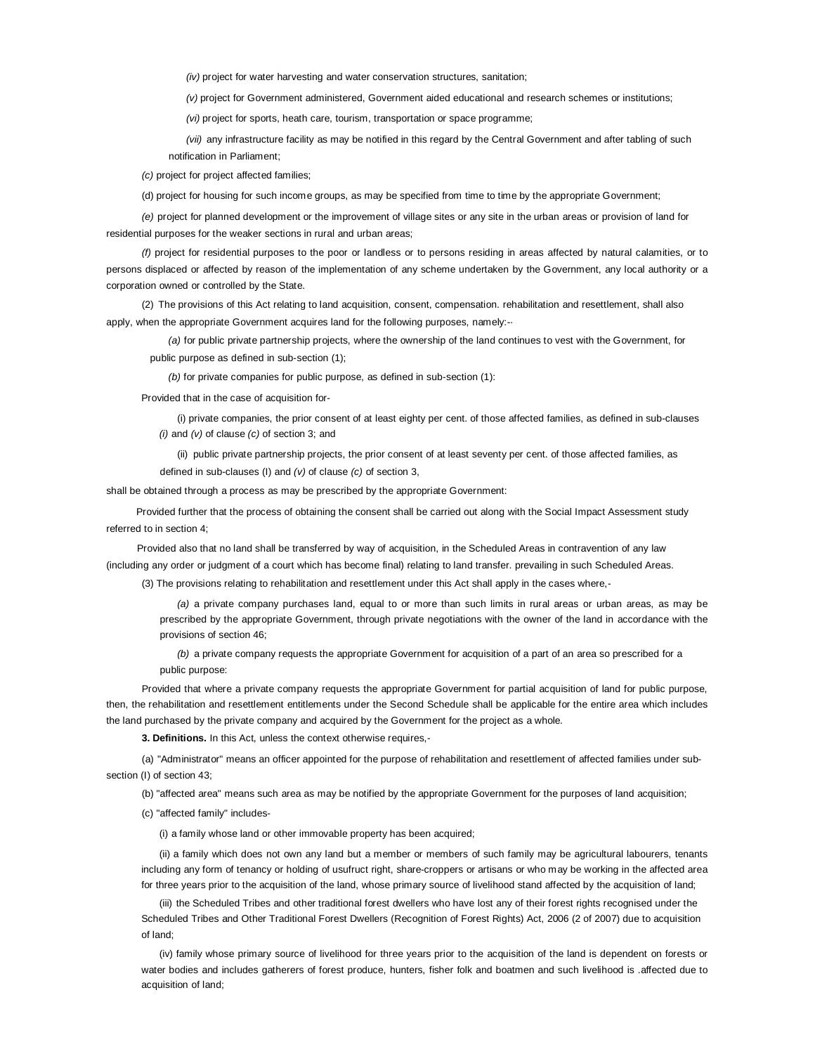*(iv)* project for water harvesting and water conservation structures, sanitation;

*(v)* project for Government administered, Government aided educational and research schemes or institutions;

*(vi)* project for sports, heath care, tourism, transportation or space programme;

*(vii)* any infrastructure facility as may be notified in this regard by the Central Government and after tabling of such notification in Parliament;

*(c)* project for project affected families;

(d) project for housing for such income groups, as may be specified from time to time by the appropriate Government;

*(e)* project for planned development or the improvement of village sites or any site in the urban areas or provision of land for residential purposes for the weaker sections in rural and urban areas;

*(f)* project for residential purposes to the poor or landless or to persons residing in areas affected by natural calamities, or to persons displaced or affected by reason of the implementation of any scheme undertaken by the Government, any local authority or a corporation owned or controlled by the State.

(2) The provisions of this Act relating to land acquisition, consent, compensation. rehabilitation and resettlement, shall also apply, when the appropriate Government acquires land for the following purposes, namely:--

*(a)* for public private partnership projects, where the ownership of the land continues to vest with the Government, for public purpose as defined in sub-section (1);

*(b)* for private companies for public purpose, as defined in sub-section (1):

Provided that in the case of acquisition for-

(i) private companies, the prior consent of at least eighty per cent. of those affected families, as defined in sub-clauses *(i)* and *(v)* of clause *(c)* of section 3; and

(ii) public private partnership projects, the prior consent of at least seventy per cent. of those affected families, as defined in sub-clauses (I) and *(v)* of clause *(c)* of section 3,

shall be obtained through a process as may be prescribed by the appropriate Government:

Provided further that the process of obtaining the consent shall be carried out along with the Social Impact Assessment study referred to in section 4;

Provided also that no land shall be transferred by way of acquisition, in the Scheduled Areas in contravention of any law (including any order or judgment of a court which has become final) relating to land transfer. prevailing in such Scheduled Areas.

(3) The provisions relating to rehabilitation and resettlement under this Act shall apply in the cases where,-

*(a)* a private company purchases land, equal to or more than such limits in rural areas or urban areas, as may be prescribed by the appropriate Government, through private negotiations with the owner of the land in accordance with the provisions of section 46;

*(b)* a private company requests the appropriate Government for acquisition of a part of an area so prescribed for a public purpose:

Provided that where a private company requests the appropriate Government for partial acquisition of land for public purpose, then, the rehabilitation and resettlement entitlements under the Second Schedule shall be applicable for the entire area which includes the land purchased by the private company and acquired by the Government for the project as a whole.

**3. Definitions.** In this Act, unless the context otherwise requires,-

(a) "Administrator" means an officer appointed for the purpose of rehabilitation and resettlement of affected families under sub-section (I) of section 43;

(b) "affected area" means such area as may be notified by the appropriate Government for the purposes of land acquisition;

(c) "affected family" includes-

(i) a family whose land or other immovable property has been acquired;

(ii) a family which does not own any land but a member or members of such family may be agricultural labourers, tenants including any form of tenancy or holding of usufruct right, share-croppers or artisans or who may be working in the affected area for three years prior to the acquisition of the land, whose primary source of livelihood stand affected by the acquisition of land;

(iii) the Scheduled Tribes and other traditional forest dwellers who have lost any of their forest rights recognised under the Scheduled Tribes and Other Traditional Forest Dwellers (Recognition of Forest Rights) Act, 2006 (2 of 2007) due to acquisition of land;

(iv) family whose primary source of livelihood for three years prior to the acquisition of the land is dependent on forests or water bodies and includes gatherers of forest produce, hunters, fisher folk and boatmen and such livelihood is .affected due to acquisition of land;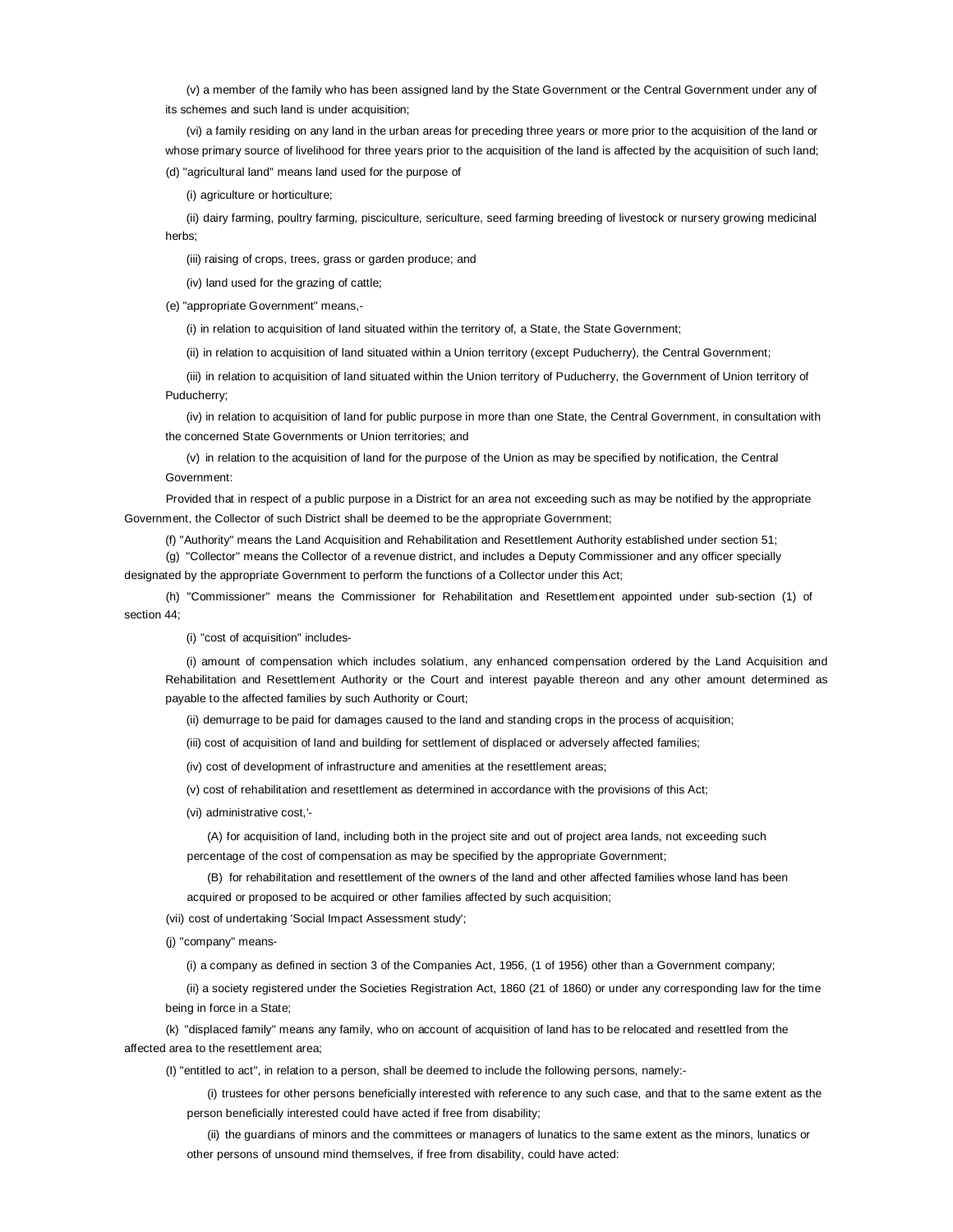(v) a member of the family who has been assigned land by the State Government or the Central Government under any of its schemes and such land is under acquisition;

(vi) a family residing on any land in the urban areas for preceding three years or more prior to the acquisition of the land or whose primary source of livelihood for three years prior to the acquisition of the land is affected by the acquisition of such land;

(d) "agricultural land" means land used for the purpose of

(i) agriculture or horticulture;

(ii) dairy farming, poultry farming, pisciculture, sericulture, seed farming breeding of livestock or nursery growing medicinal herbs;

(iii) raising of crops, trees, grass or garden produce; and

(iv) land used for the grazing of cattle;

(e) "appropriate Government" means,-

(i) in relation to acquisition of land situated within the territory of, a State, the State Government;

(ii) in relation to acquisition of land situated within a Union territory (except Puducherry), the Central Government;

(iii) in relation to acquisition of land situated within the Union territory of Puducherry, the Government of Union territory of Puducherry;

(iv) in relation to acquisition of land for public purpose in more than one State, the Central Government, in consultation with the concerned State Governments or Union territories; and

(v) in relation to the acquisition of land for the purpose of the Union as may be specified by notification, the Central Government:

Provided that in respect of a public purpose in a District for an area not exceeding such as may be notified by the appropriate Government, the Collector of such District shall be deemed to be the appropriate Government;

(f) "Authority" means the Land Acquisition and Rehabilitation and Resettlement Authority established under section 51;

(g) "Collector" means the Collector of a revenue district, and includes a Deputy Commissioner and any officer specially designated by the appropriate Government to perform the functions of a Collector under this Act;

(h) "Commissioner" means the Commissioner for Rehabilitation and Resettlement appointed under sub-section (1) of section 44;

(i) "cost of acquisition" includes-

(i) amount of compensation which includes solatium, any enhanced compensation ordered by the Land Acquisition and Rehabilitation and Resettlement Authority or the Court and interest payable thereon and any other amount determined as payable to the affected families by such Authority or Court;

(ii) demurrage to be paid for damages caused to the land and standing crops in the process of acquisition;

(iii) cost of acquisition of land and building for settlement of displaced or adversely affected families;

(iv) cost of development of infrastructure and amenities at the resettlement areas;

(v) cost of rehabilitation and resettlement as determined in accordance with the provisions of this Act;

(vi) administrative cost,'-

(A) for acquisition of land, including both in the project site and out of project area lands, not exceeding such percentage of the cost of compensation as may be specified by the appropriate Government;

(B) for rehabilitation and resettlement of the owners of the land and other affected families whose land has been acquired or proposed to be acquired or other families affected by such acquisition;

(vii) cost of undertaking 'Social Impact Assessment study';

(j) "company" means-

(i) a company as defined in section 3 of the Companies Act, 1956, (1 of 1956) other than a Government company;

(ii) a society registered under the Societies Registration Act, 1860 (21 of 1860) or under any corresponding law for the time being in force in a State;

(k) "displaced family" means any family, who on account of acquisition of land has to be relocated and resettled from the affected area to the resettlement area;

(l) "entitled to act", in relation to a person, shall be deemed to include the following persons, namely:-

(i) trustees for other persons beneficially interested with reference to any such case, and that to the same extent as the person beneficially interested could have acted if free from disability;

(ii) the guardians of minors and the committees or managers of lunatics to the same extent as the minors, lunatics or other persons of unsound mind themselves, if free from disability, could have acted: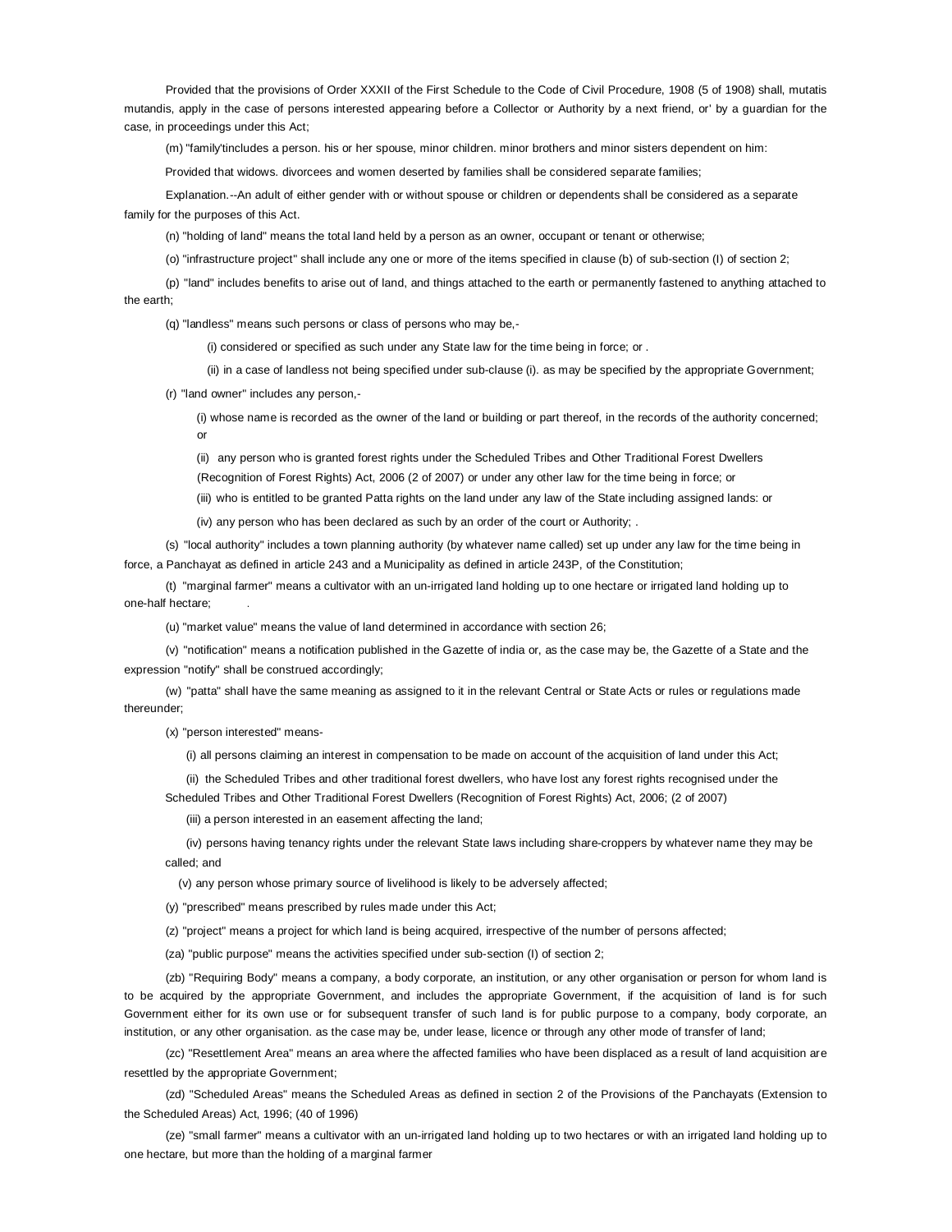Provided that the provisions of Order XXXII of the First Schedule to the Code of Civil Procedure, 1908 (5 of 1908) shall, mutatis mutandis, apply in the case of persons interested appearing before a Collector or Authority by a next friend, or' by a guardian for the case, in proceedings under this Act;

(m) "family'tincludes a person. his or her spouse, minor children. minor brothers and minor sisters dependent on him:

Provided that widows. divorcees and women deserted by families shall be considered separate families;

Explanation.--An adult of either gender with or without spouse or children or dependents shall be considered as a separate family for the purposes of this Act.

(n) "holding of land" means the total land held by a person as an owner, occupant or tenant or otherwise;

(o) "infrastructure project" shall include any one or more of the items specified in clause (b) of sub-section (l) of section 2;

(p) "land" includes benefits to arise out of land, and things attached to the earth or permanently fastened to anything attached to the earth;

(q) "landless" means such persons or class of persons who may be,-

(i) considered or specified as such under any State law for the time being in force; or .

(ii) in a case of landless not being specified under sub-clause (i). as may be specified by the appropriate Government;

(r) "land owner" includes any person,-

(i) whose name is recorded as the owner of the land or building or part thereof, in the records of the authority concerned; or

(ii) any person who is granted forest rights under the Scheduled Tribes and Other Traditional Forest Dwellers (Recognition of Forest Rights) Act, 2006 (2 of 2007) or under any other law for the time being in force; or

(iii) who is entitled to be granted Patta rights on the land under any law of the State including assigned lands: or

(iv) any person who has been declared as such by an order of the court or Authority; .

(s) "local authority" includes a town planning authority (by whatever name called) set up under any law for the time being in force, a Panchayat as defined in article 243 and a Municipality as defined in article 243P, of the Constitution;

(t) "marginal farmer" means a cultivator with an un-irrigated land holding up to one hectare or irrigated land holding up to one-half hectare; .

(u) "market value" means the value of land determined in accordance with section 26;

(v) "notification" means a notification published in the Gazette of india or, as the case may be, the Gazette of a State and the expression "notify" shall be construed accordingly;

(w) "patta" shall have the same meaning as assigned to it in the relevant Central or State Acts or rules or regulations made thereunder;

(x) "person interested" means-

(i) all persons claiming an interest in compensation to be made on account of the acquisition of land under this Act;

(ii) the Scheduled Tribes and other traditional forest dwellers, who have lost any forest rights recognised under the Scheduled Tribes and Other Traditional Forest Dwellers (Recognition of Forest Rights) Act, 2006; (2 of 2007)

(iii) a person interested in an easement affecting the land;

(iv) persons having tenancy rights under the relevant State laws including share-croppers by whatever name they may be called; and

(v) any person whose primary source of livelihood is likely to be adversely affected;

(y) "prescribed" means prescribed by rules made under this Act;

(z) "project" means a project for which land is being acquired, irrespective of the number of persons affected;

(za) "public purpose" means the activities specified under sub-section (l) of section 2;

(zb) "Requiring Body" means a company, a body corporate, an institution, or any other organisation or person for whom land is to be acquired by the appropriate Government, and includes the appropriate Government, if the acquisition of land is for such Government either for its own use or for subsequent transfer of such land is for public purpose to a company, body corporate, an institution, or any other organisation. as the case may be, under lease, licence or through any other mode of transfer of land;

(zc) "Resettlement Area" means an area where the affected families who have been displaced as a result of land acquisition are resettled by the appropriate Government;

(zd) "Scheduled Areas" means the Scheduled Areas as defined in section 2 of the Provisions of the Panchayats (Extension to the Scheduled Areas) Act, 1996; (40 of 1996)

(ze) "small farmer" means a cultivator with an un-irrigated land holding up to two hectares or with an irrigated land holding up to one hectare, but more than the holding of a marginal farmer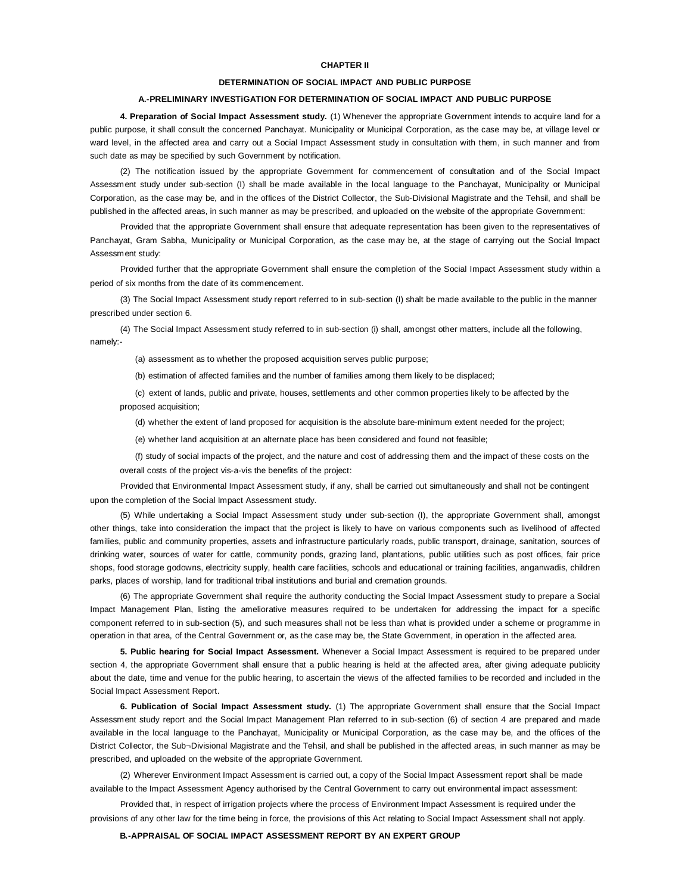## CHAPTER II

## DETERMINATION OF SOCIAL IMPACT AND PUBLIC PURPOSE

### A.-PRELIMINARY INVESTiGATION FOR DETERMINATION OF SOCIAL IMPACT AND PUBLIC PURPOSE

**4. Preparation of Social Impact Assessment study.** (1) Whenever the appropriate Government intends to acquire land for a public purpose, it shall consult the concerned Panchayat. Municipality or Municipal Corporation, as the case may be, at village level or ward level, in the affected area and carry out a Social Impact Assessment study in consultation with them, in such manner and from such date as may be specified by such Government by notification.

(2) The notification issued by the appropriate Government for commencement of consultation and of the Social Impact Assessment study under sub-section (I) shall be made available in the local language to the Panchayat, Municipality or Municipal Corporation, as the case may be, and in the offices of the District Collector, the Sub-Divisional Magistrate and the Tehsil, and shall be published in the affected areas, in such manner as may be prescribed, and uploaded on the website of the appropriate Government:

Provided that the appropriate Government shall ensure that adequate representation has been given to the representatives of Panchayat, Gram Sabha, Municipality or Municipal Corporation, as the case may be, at the stage of carrying out the Social Impact Assessment study:

Provided further that the appropriate Government shall ensure the completion of the Social Impact Assessment study within a period of six months from the date of its commencement.

(3) The Social Impact Assessment study report referred to in sub-section (I) shalt be made available to the public in the manner prescribed under section 6.

(4) The Social Impact Assessment study referred to in sub-section (i) shall, amongst other matters, include all the following, namely:-

(a) assessment as to whether the proposed acquisition serves public purpose;

(b) estimation of affected families and the number of families among them likely to be displaced;

(c) extent of lands, public and private, houses, settlements and other common properties likely to be affected by the proposed acquisition;

(d) whether the extent of land proposed for acquisition is the absolute bare-minimum extent needed for the project;

(e) whether land acquisition at an alternate place has been considered and found not feasible;

(f) study of social impacts of the project, and the nature and cost of addressing them and the impact of these costs on the overall costs of the project vis-a-vis the benefits of the project:

Provided that Environmental Impact Assessment study, if any, shall be carried out simultaneously and shall not be contingent upon the completion of the Social Impact Assessment study.

(5) While undertaking a Social Impact Assessment study under sub-section (I), the appropriate Government shall, amongst other things, take into consideration the impact that the project is likely to have on various components such as livelihood of affected families, public and community properties, assets and infrastructure particularly roads, public transport, drainage, sanitation, sources of drinking water, sources of water for cattle, community ponds, grazing land, plantations, public utilities such as post offices, fair price shops, food storage godowns, electricity supply, health care facilities, schools and educational or training facilities, anganwadis, children parks, places of worship, land for traditional tribal institutions and burial and cremation grounds.

(6) The appropriate Government shall require the authority conducting the Social Impact Assessment study to prepare a Social Impact Management Plan, listing the ameliorative measures required to be undertaken for addressing the impact for a specific component referred to in sub-section (5), and such measures shall not be less than what is provided under a scheme or programme in operation in that area, of the Central Government or, as the case may be, the State Government, in operation in the affected area.

**5. Public hearing for Social Impact Assessment.** Whenever a Social Impact Assessment is required to be prepared under section 4, the appropriate Government shall ensure that a public hearing is held at the affected area, after giving adequate publicity about the date, time and venue for the public hearing, to ascertain the views of the affected families to be recorded and included in the Social Impact Assessment Report.

**6. Publication of Social Impact Assessment study.** (1) The appropriate Government shall ensure that the Social Impact Assessment study report and the Social Impact Management Plan referred to in sub-section (6) of section 4 are prepared and made available in the local language to the Panchayat, Municipality or Municipal Corporation, as the case may be, and the offices of the District Collector, the Sub¬Divisional Magistrate and the Tehsil, and shall be published in the affected areas, in such manner as may be prescribed, and uploaded on the website of the appropriate Government.

(2) Wherever Environment Impact Assessment is carried out, a copy of the Social Impact Assessment report shall be made available to the Impact Assessment Agency authorised by the Central Government to carry out environmental impact assessment:

Provided that, in respect of irrigation projects where the process of Environment Impact Assessment is required under the provisions of any other law for the time being in force, the provisions of this Act relating to Social Impact Assessment shall not apply.

### B.-APPRAISAL OF SOCIAL IMPACT ASSESSMENT REPORT BY AN EXPERT GROUP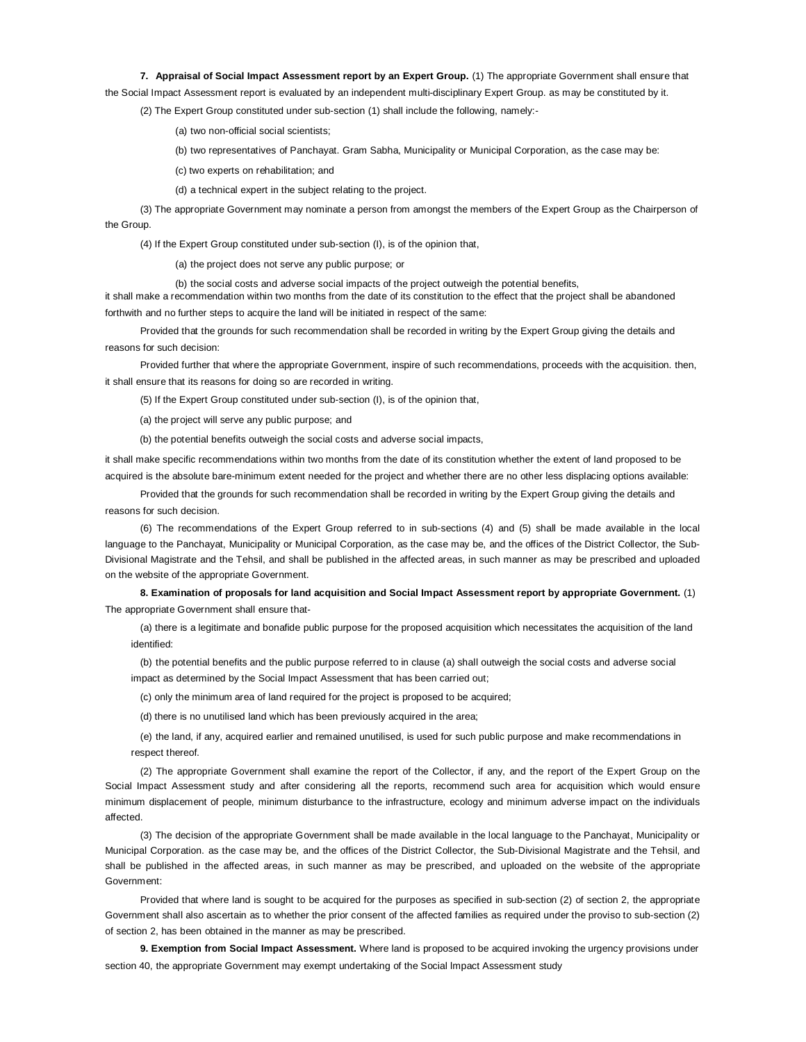**7. Appraisal of Social Impact Assessment report by an Expert Group.** (1) The appropriate Government shall ensure that the Social Impact Assessment report is evaluated by an independent multi-disciplinary Expert Group. as may be constituted by it.

(2) The Expert Group constituted under sub-section (1) shall include the following, namely:-

(a) two non-official social scientists;

(b) two representatives of Panchayat. Gram Sabha, Municipality or Municipal Corporation, as the case may be:

(c) two experts on rehabilitation; and

(d) a technical expert in the subject relating to the project.

(3) The appropriate Government may nominate a person from amongst the members of the Expert Group as the Chairperson of the Group.

(4) If the Expert Group constituted under sub-section (I), is of the opinion that,

(a) the project does not serve any public purpose; or

(b) the social costs and adverse social impacts of the project outweigh the potential benefits,

it shall make a recommendation within two months from the date of its constitution to the effect that the project shall be abandoned forthwith and no further steps to acquire the land will be initiated in respect of the same:

Provided that the grounds for such recommendation shall be recorded in writing by the Expert Group giving the details and reasons for such decision:

Provided further that where the appropriate Government, inspire of such recommendations, proceeds with the acquisition. then, it shall ensure that its reasons for doing so are recorded in writing.

(5) If the Expert Group constituted under sub-section (I), is of the opinion that,

(a) the project will serve any public purpose; and

(b) the potential benefits outweigh the social costs and adverse social impacts,

it shall make specific recommendations within two months from the date of its constitution whether the extent of land proposed to be acquired is the absolute bare-minimum extent needed for the project and whether there are no other less displacing options available:

Provided that the grounds for such recommendation shall be recorded in writing by the Expert Group giving the details and reasons for such decision.

(6) The recommendations of the Expert Group referred to in sub-sections (4) and (5) shall be made available in the local language to the Panchayat, Municipality or Municipal Corporation, as the case may be, and the offices of the District Collector, the Sub-Divisional Magistrate and the Tehsil, and shall be published in the affected areas, in such manner as may be prescribed and uploaded on the website of the appropriate Government.

**8. Examination of proposals for land acquisition and Social Impact Assessment report by appropriate Government.** (1) The appropriate Government shall ensure that-

(a) there is a legitimate and bonafide public purpose for the proposed acquisition which necessitates the acquisition of the land identified:

(b) the potential benefits and the public purpose referred to in clause (a) shall outweigh the social costs and adverse social impact as determined by the Social Impact Assessment that has been carried out;

(c) only the minimum area of land required for the project is proposed to be acquired;

(d) there is no unutilised land which has been previously acquired in the area;

(e) the land, if any, acquired earlier and remained unutilised, is used for such public purpose and make recommendations in respect thereof.

(2) The appropriate Government shall examine the report of the Collector, if any, and the report of the Expert Group on the Social Impact Assessment study and after considering all the reports, recommend such area for acquisition which would ensure minimum displacement of people, minimum disturbance to the infrastructure, ecology and minimum adverse impact on the individuals affected.

(3) The decision of the appropriate Government shall be made available in the local language to the Panchayat, Municipality or Municipal Corporation. as the case may be, and the offices of the District Collector, the Sub-Divisional Magistrate and the Tehsil, and shall be published in the affected areas, in such manner as may be prescribed, and uploaded on the website of the appropriate Government:

Provided that where land is sought to be acquired for the purposes as specified in sub-section (2) of section 2, the appropriate Government shall also ascertain as to whether the prior consent of the affected families as required under the proviso to sub-section (2) of section 2, has been obtained in the manner as may be prescribed.

**9. Exemption from Social Impact Assessment.** Where land is proposed to be acquired invoking the urgency provisions under section 40, the appropriate Government may exempt undertaking of the Social Impact Assessment study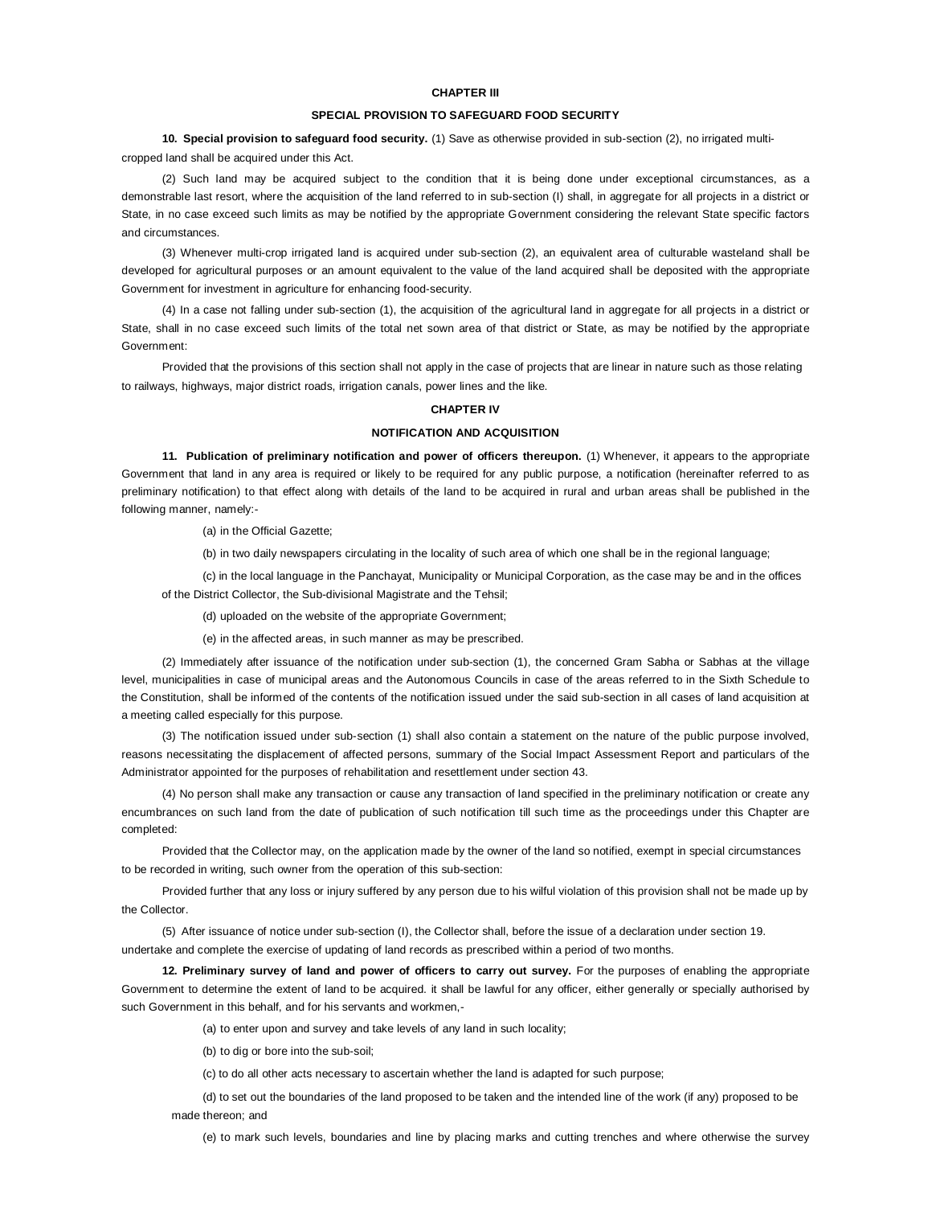## CHAPTER III

## SPECIAL PROVISION TO SAFEGUARD FOOD SECURITY

**10. Special provision to safeguard food security.** (1) Save as otherwise provided in sub-section (2), no irrigated multi-cropped land shall be acquired under this Act.

(2) Such land may be acquired subject to the condition that it is being done under exceptional circumstances, as a demonstrable last resort, where the acquisition of the land referred to in sub-section (I) shall, in aggregate for all projects in a district or State, in no case exceed such limits as may be notified by the appropriate Government considering the relevant State specific factors and circumstances.

(3) Whenever multi-crop irrigated land is acquired under sub-section (2), an equivalent area of culturable wasteland shall be developed for agricultural purposes or an amount equivalent to the value of the land acquired shall be deposited with the appropriate Government for investment in agriculture for enhancing food-security.

(4) In a case not falling under sub-section (1), the acquisition of the agricultural land in aggregate for all projects in a district or State, shall in no case exceed such limits of the total net sown area of that district or State, as may be notified by the appropriate Government:

Provided that the provisions of this section shall not apply in the case of projects that are linear in nature such as those relating to railways, highways, major district roads, irrigation canals, power lines and the like.

## CHAPTER IV

## NOTIFICATION AND ACQUISITION

**11. Publication of preliminary notification and power of officers thereupon.** (1) Whenever, it appears to the appropriate Government that land in any area is required or likely to be required for any public purpose, a notification (hereinafter referred to as preliminary notification) to that effect along with details of the land to be acquired in rural and urban areas shall be published in the following manner, namely:-

(a) in the Official Gazette;

(b) in two daily newspapers circulating in the locality of such area of which one shall be in the regional language;

(c) in the local language in the Panchayat, Municipality or Municipal Corporation, as the case may be and in the offices of the District Collector, the Sub-divisional Magistrate and the Tehsil;

(d) uploaded on the website of the appropriate Government;

(e) in the affected areas, in such manner as may be prescribed.

(2) Immediately after issuance of the notification under sub-section (1), the concerned Gram Sabha or Sabhas at the village level, municipalities in case of municipal areas and the Autonomous Councils in case of the areas referred to in the Sixth Schedule to the Constitution, shall be informed of the contents of the notification issued under the said sub-section in all cases of land acquisition at a meeting called especially for this purpose.

(3) The notification issued under sub-section (1) shall also contain a statement on the nature of the public purpose involved, reasons necessitating the displacement of affected persons, summary of the Social Impact Assessment Report and particulars of the Administrator appointed for the purposes of rehabilitation and resettlement under section 43.

(4) No person shall make any transaction or cause any transaction of land specified in the preliminary notification or create any encumbrances on such land from the date of publication of such notification till such time as the proceedings under this Chapter are completed:

Provided that the Collector may, on the application made by the owner of the land so notified, exempt in special circumstances to be recorded in writing, such owner from the operation of this sub-section:

Provided further that any loss or injury suffered by any person due to his wilful violation of this provision shall not be made up by the Collector.

(5) After issuance of notice under sub-section (I), the Collector shall, before the issue of a declaration under section 19. undertake and complete the exercise of updating of land records as prescribed within a period of two months.

**12. Preliminary survey of land and power of officers to carry out survey.** For the purposes of enabling the appropriate Government to determine the extent of land to be acquired. it shall be lawful for any officer, either generally or specially authorised by such Government in this behalf, and for his servants and workmen,-

(a) to enter upon and survey and take levels of any land in such locality;

(b) to dig or bore into the sub-soil;

(c) to do all other acts necessary to ascertain whether the land is adapted for such purpose;

(d) to set out the boundaries of the land proposed to be taken and the intended line of the work (if any) proposed to be made thereon; and

(e) to mark such levels, boundaries and line by placing marks and cutting trenches and where otherwise the survey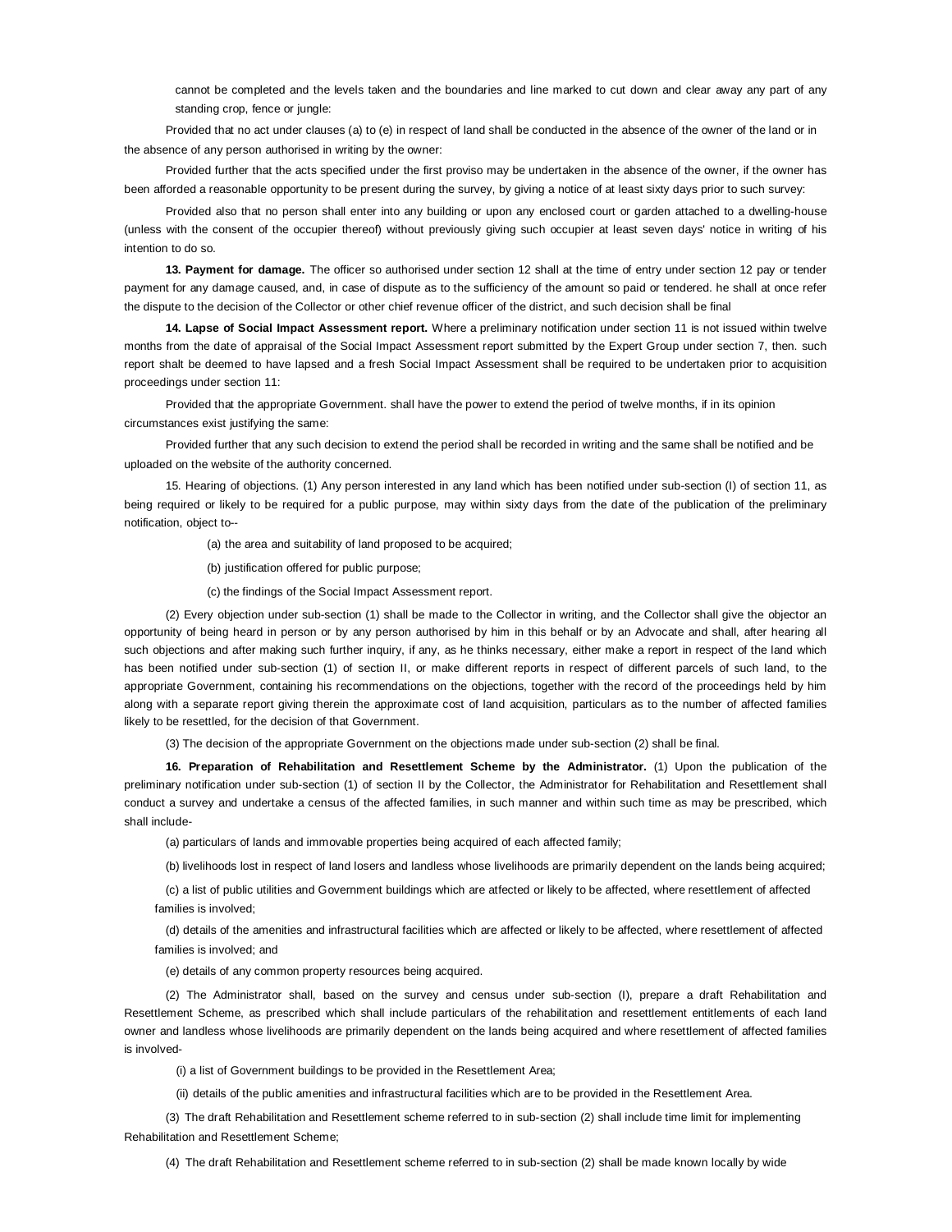cannot be completed and the levels taken and the boundaries and line marked to cut down and clear away any part of any standing crop, fence or jungle:

Provided that no act under clauses (a) to (e) in respect of land shall be conducted in the absence of the owner of the land or in the absence of any person authorised in writing by the owner:

Provided further that the acts specified under the first proviso may be undertaken in the absence of the owner, if the owner has been afforded a reasonable opportunity to be present during the survey, by giving a notice of at least sixty days prior to such survey:

Provided also that no person shall enter into any building or upon any enclosed court or garden attached to a dwelling-house (unless with the consent of the occupier thereof) without previously giving such occupier at least seven days' notice in writing of his intention to do so.

**13. Payment for damage.** The officer so authorised under section 12 shall at the time of entry under section 12 pay or tender payment for any damage caused, and, in case of dispute as to the sufficiency of the amount so paid or tendered. he shall at once refer the dispute to the decision of the Collector or other chief revenue officer of the district, and such decision shall be final

**14. Lapse of Social Impact Assessment report.** Where a preliminary notification under section 11 is not issued within twelve months from the date of appraisal of the Social Impact Assessment report submitted by the Expert Group under section 7, then. such report shalt be deemed to have lapsed and a fresh Social Impact Assessment shall be required to be undertaken prior to acquisition proceedings under section 11:

Provided that the appropriate Government. shall have the power to extend the period of twelve months, if in its opinion circumstances exist justifying the same:

Provided further that any such decision to extend the period shall be recorded in writing and the same shall be notified and be uploaded on the website of the authority concerned.

15. Hearing of objections. (1) Any person interested in any land which has been notified under sub-section (l) of section 11, as being required or likely to be required for a public purpose, may within sixty days from the date of the publication of the preliminary notification, object to--

(a) the area and suitability of land proposed to be acquired;

(b) justification offered for public purpose;

(c) the findings of the Social Impact Assessment report.

(2) Every objection under sub-section (1) shall be made to the Collector in writing, and the Collector shall give the objector an opportunity of being heard in person or by any person authorised by him in this behalf or by an Advocate and shall, after hearing all such objections and after making such further inquiry, if any, as he thinks necessary, either make a report in respect of the land which has been notified under sub-section (1) of section II, or make different reports in respect of different parcels of such land, to the appropriate Government, containing his recommendations on the objections, together with the record of the proceedings held by him along with a separate report giving therein the approximate cost of land acquisition, particulars as to the number of affected families likely to be resettled, for the decision of that Government.

(3) The decision of the appropriate Government on the objections made under sub-section (2) shall be final.

**16. Preparation of Rehabilitation and Resettlement Scheme by the Administrator.** (1) Upon the publication of the preliminary notification under sub-section (1) of section II by the Collector, the Administrator for Rehabilitation and Resettlement shall conduct a survey and undertake a census of the affected families, in such manner and within such time as may be prescribed, which shall include-

(a) particulars of lands and immovable properties being acquired of each affected family;

(b) livelihoods lost in respect of land losers and landless whose livelihoods are primarily dependent on the lands being acquired;

(c) a list of public utilities and Government buildings which are atfected or likely to be affected, where resettlement of affected families is involved;

(d) details of the amenities and infrastructural facilities which are affected or likely to be affected, where resettlement of affected families is involved; and

(e) details of any common property resources being acquired.

(2) The Administrator shall, based on the survey and census under sub-section (l), prepare a draft Rehabilitation and Resettlement Scheme, as prescribed which shall include particulars of the rehabilitation and resettlement entitlements of each land owner and landless whose livelihoods are primarily dependent on the lands being acquired and where resettlement of affected families is involved-

(i) a list of Government buildings to be provided in the Resettlement Area;

(ii) details of the public amenities and infrastructural facilities which are to be provided in the Resettlement Area.

(3) The draft Rehabilitation and Resettlement scheme referred to in sub-section (2) shall include time limit for implementing Rehabilitation and Resettlement Scheme;

(4) The draft Rehabilitation and Resettlement scheme referred to in sub-section (2) shall be made known locally by wide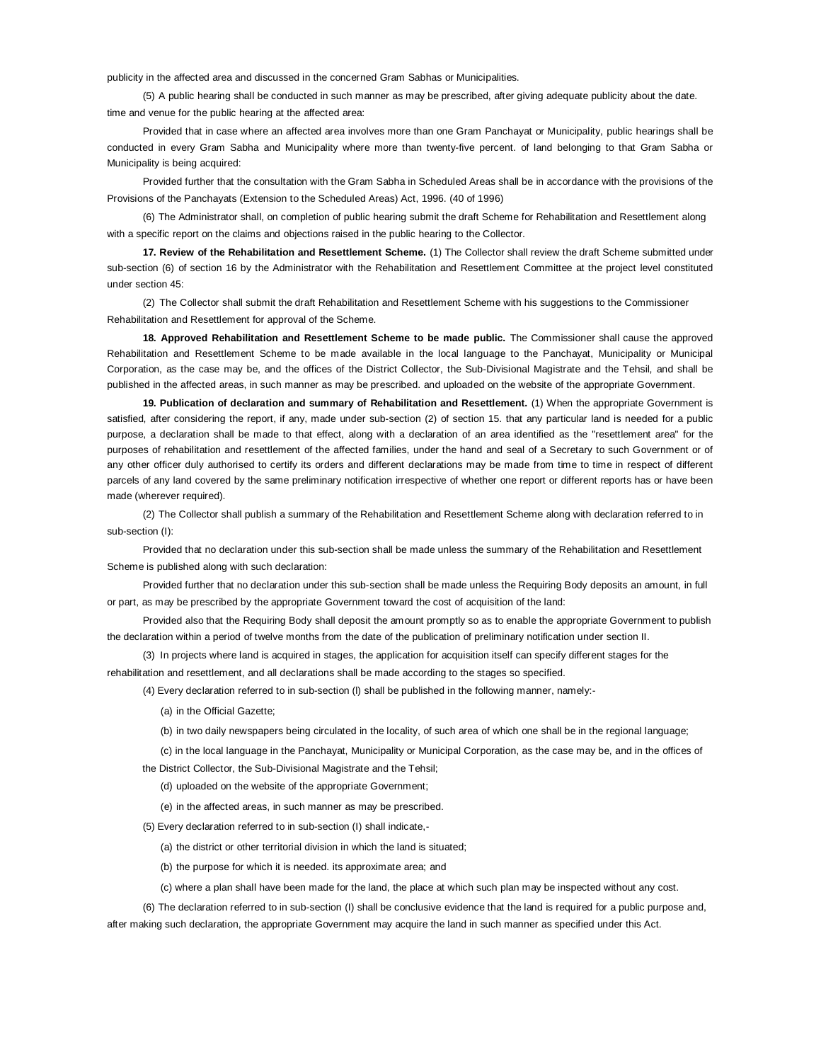publicity in the affected area and discussed in the concerned Gram Sabhas or Municipalities.

(5) A public hearing shall be conducted in such manner as may be prescribed, after giving adequate publicity about the date. time and venue for the public hearing at the affected area:

Provided that in case where an affected area involves more than one Gram Panchayat or Municipality, public hearings shall be conducted in every Gram Sabha and Municipality where more than twenty-five percent. of land belonging to that Gram Sabha or Municipality is being acquired:

Provided further that the consultation with the Gram Sabha in Scheduled Areas shall be in accordance with the provisions of the Provisions of the Panchayats (Extension to the Scheduled Areas) Act, 1996. (40 of 1996)

(6) The Administrator shall, on completion of public hearing submit the draft Scheme for Rehabilitation and Resettlement along with a specific report on the claims and objections raised in the public hearing to the Collector.

**17. Review of the Rehabilitation and Resettlement Scheme.** (1) The Collector shall review the draft Scheme submitted under sub-section (6) of section 16 by the Administrator with the Rehabilitation and Resettlement Committee at the project level constituted under section 45:

(2) The Collector shall submit the draft Rehabilitation and Resettlement Scheme with his suggestions to the Commissioner Rehabilitation and Resettlement for approval of the Scheme.

**18. Approved Rehabilitation and Resettlement Scheme to be made public.** The Commissioner shall cause the approved Rehabilitation and Resettlement Scheme to be made available in the local language to the Panchayat, Municipality or Municipal Corporation, as the case may be, and the offices of the District Collector, the Sub-Divisional Magistrate and the Tehsil, and shall be published in the affected areas, in such manner as may be prescribed. and uploaded on the website of the appropriate Government.

**19. Publication of declaration and summary of Rehabilitation and Resettlement.** (1) When the appropriate Government is satisfied, after considering the report, if any, made under sub-section (2) of section 15. that any particular land is needed for a public purpose, a declaration shall be made to that effect, along with a declaration of an area identified as the "resettlement area" for the purposes of rehabilitation and resettlement of the affected families, under the hand and seal of a Secretary to such Government or of any other officer duly authorised to certify its orders and different declarations may be made from time to time in respect of different parcels of any land covered by the same preliminary notification irrespective of whether one report or different reports has or have been made (wherever required).

(2) The Collector shall publish a summary of the Rehabilitation and Resettlement Scheme along with declaration referred to in sub-section (I):

Provided that no declaration under this sub-section shall be made unless the summary of the Rehabilitation and Resettlement Scheme is published along with such declaration:

Provided further that no declaration under this sub-section shall be made unless the Requiring Body deposits an amount, in full or part, as may be prescribed by the appropriate Government toward the cost of acquisition of the land:

Provided also that the Requiring Body shall deposit the amount promptly so as to enable the appropriate Government to publish the declaration within a period of twelve months from the date of the publication of preliminary notification under section II.

(3) In projects where land is acquired in stages, the application for acquisition itself can specify different stages for the rehabilitation and resettlement, and all declarations shall be made according to the stages so specified.

(4) Every declaration referred to in sub-section (l) shall be published in the following manner, namely:-

(a) in the Official Gazette;

(b) in two daily newspapers being circulated in the locality, of such area of which one shall be in the regional language;

(c) in the local language in the Panchayat, Municipality or Municipal Corporation, as the case may be, and in the offices of the District Collector, the Sub-Divisional Magistrate and the Tehsil;

(d) uploaded on the website of the appropriate Government;

(e) in the affected areas, in such manner as may be prescribed.

(5) Every declaration referred to in sub-section (I) shall indicate,-

(a) the district or other territorial division in which the land is situated;

(b) the purpose for which it is needed. its approximate area; and

(c) where a plan shall have been made for the land, the place at which such plan may be inspected without any cost.

(6) The declaration referred to in sub-section (I) shall be conclusive evidence that the land is required for a public purpose and, after making such declaration, the appropriate Government may acquire the land in such manner as specified under this Act.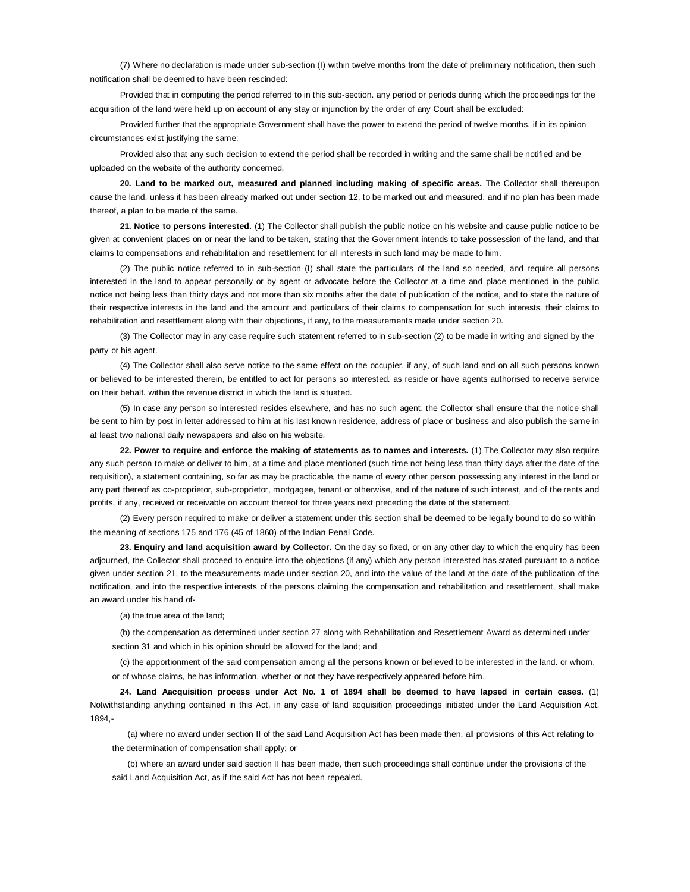(7) Where no declaration is made under sub-section (I) within twelve months from the date of preliminary notification, then such notification shall be deemed to have been rescinded:

Provided that in computing the period referred to in this sub-section. any period or periods during which the proceedings for the acquisition of the land were held up on account of any stay or injunction by the order of any Court shall be excluded:

Provided further that the appropriate Government shall have the power to extend the period of twelve months, if in its opinion circumstances exist justifying the same:

Provided also that any such decision to extend the period shall be recorded in writing and the same shall be notified and be uploaded on the website of the authority concerned.

**20. Land to be marked out, measured and planned including making of specific areas.** The Collector shall thereupon cause the land, unless it has been already marked out under section 12, to be marked out and measured. and if no plan has been made thereof, a plan to be made of the same.

**21. Notice to persons interested.** (1) The Collector shall publish the public notice on his website and cause public notice to be given at convenient places on or near the land to be taken, stating that the Government intends to take possession of the land, and that claims to compensations and rehabilitation and resettlement for all interests in such land may be made to him.

(2) The public notice referred to in sub-section (I) shall state the particulars of the land so needed, and require all persons interested in the land to appear personally or by agent or advocate before the Collector at a time and place mentioned in the public notice not being less than thirty days and not more than six months after the date of publication of the notice, and to state the nature of their respective interests in the land and the amount and particulars of their claims to compensation for such interests, their claims to rehabilitation and resettlement along with their objections, if any, to the measurements made under section 20.

(3) The Collector may in any case require such statement referred to in sub-section (2) to be made in writing and signed by the party or his agent.

(4) The Collector shall also serve notice to the same effect on the occupier, if any, of such land and on all such persons known or believed to be interested therein, be entitled to act for persons so interested. as reside or have agents authorised to receive service on their behalf. within the revenue district in which the land is situated.

(5) In case any person so interested resides elsewhere, and has no such agent, the Collector shall ensure that the notice shall be sent to him by post in letter addressed to him at his last known residence, address of place or business and also publish the same in at least two national daily newspapers and also on his website.

**22. Power to require and enforce the making of statements as to names and interests.** (1) The Collector may also require any such person to make or deliver to him, at a time and place mentioned (such time not being less than thirty days after the date of the requisition), a statement containing, so far as may be practicable, the name of every other person possessing any interest in the land or any part thereof as co-proprietor, sub-proprietor, mortgagee, tenant or otherwise, and of the nature of such interest, and of the rents and profits, if any, received or receivable on account thereof for three years next preceding the date of the statement.

(2) Every person required to make or deliver a statement under this section shall be deemed to be legally bound to do so within the meaning of sections 175 and 176 (45 of 1860) of the Indian Penal Code.

**23. Enquiry and land acquisition award by Collector.** On the day so fixed, or on any other day to which the enquiry has been adjourned, the Collector shall proceed to enquire into the objections (if any) which any person interested has stated pursuant to a notice given under section 21, to the measurements made under section 20, and into the value of the land at the date of the publication of the notification, and into the respective interests of the persons claiming the compensation and rehabilitation and resettlement, shall make an award under his hand of-

(a) the true area of the land;

(b) the compensation as determined under section 27 along with Rehabilitation and Resettlement Award as determined under section 31 and which in his opinion should be allowed for the land; and

(c) the apportionment of the said compensation among all the persons known or believed to be interested in the land. or whom. or of whose claims, he has information. whether or not they have respectively appeared before him.

**24. Land Aacquisition process under Act No. 1 of 1894 shall be deemed to have lapsed in certain cases.** (1) Notwithstanding anything contained in this Act, in any case of land acquisition proceedings initiated under the Land Acquisition Act, 1894,-

(a) where no award under section II of the said Land Acquisition Act has been made then, all provisions of this Act relating to the determination of compensation shall apply; or

(b) where an award under said section II has been made, then such proceedings shall continue under the provisions of the said Land Acquisition Act, as if the said Act has not been repealed.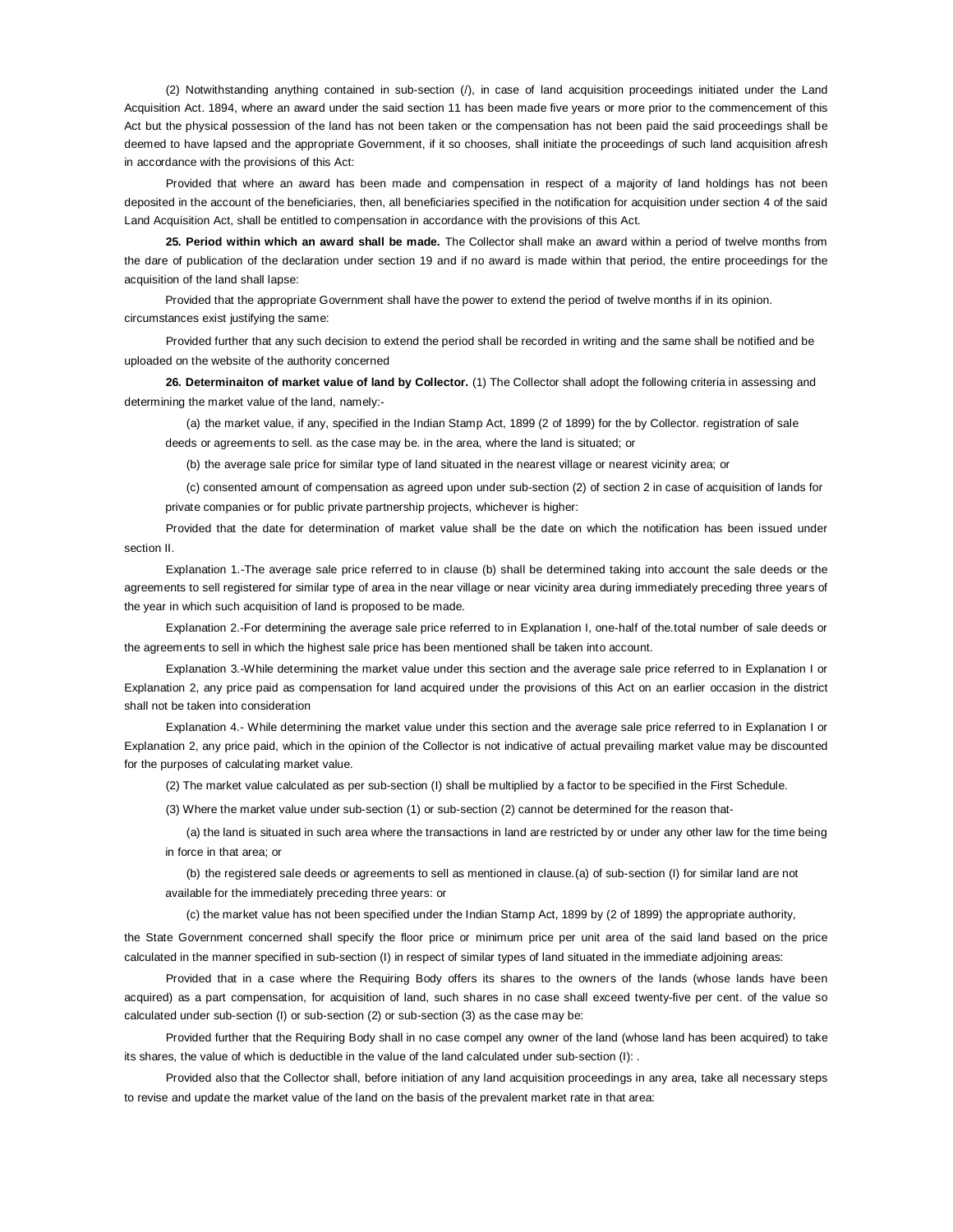(2) Notwithstanding anything contained in sub-section (/), in case of land acquisition proceedings initiated under the Land Acquisition Act. 1894, where an award under the said section 11 has been made five years or more prior to the commencement of this Act but the physical possession of the land has not been taken or the compensation has not been paid the said proceedings shall be deemed to have lapsed and the appropriate Government, if it so chooses, shall initiate the proceedings of such land acquisition afresh in accordance with the provisions of this Act:

Provided that where an award has been made and compensation in respect of a majority of land holdings has not been deposited in the account of the beneficiaries, then, all beneficiaries specified in the notification for acquisition under section 4 of the said Land Acquisition Act, shall be entitled to compensation in accordance with the provisions of this Act.

**25. Period within which an award shall be made.** The Collector shall make an award within a period of twelve months from the dare of publication of the declaration under section 19 and if no award is made within that period, the entire proceedings for the acquisition of the land shall lapse:

Provided that the appropriate Government shall have the power to extend the period of twelve months if in its opinion. circumstances exist justifying the same:

Provided further that any such decision to extend the period shall be recorded in writing and the same shall be notified and be uploaded on the website of the authority concerned

**26. Determinaiton of market value of land by Collector.** (1) The Collector shall adopt the following criteria in assessing and determining the market value of the land, namely:-

(a) the market value, if any, specified in the Indian Stamp Act, 1899 (2 of 1899) for the by Collector. registration of sale deeds or agreements to sell. as the case may be. in the area, where the land is situated; or

(b) the average sale price for similar type of land situated in the nearest village or nearest vicinity area; or

(c) consented amount of compensation as agreed upon under sub-section (2) of section 2 in case of acquisition of lands for private companies or for public private partnership projects, whichever is higher:

Provided that the date for determination of market value shall be the date on which the notification has been issued under section II.

Explanation 1.-The average sale price referred to in clause (b) shall be determined taking into account the sale deeds or the agreements to sell registered for similar type of area in the near village or near vicinity area during immediately preceding three years of the year in which such acquisition of land is proposed to be made.

Explanation 2.-For determining the average sale price referred to in Explanation I, one-half of the.total number of sale deeds or the agreements to sell in which the highest sale price has been mentioned shall be taken into account.

Explanation 3.-While determining the market value under this section and the average sale price referred to in Explanation I or Explanation 2, any price paid as compensation for land acquired under the provisions of this Act on an earlier occasion in the district shall not be taken into consideration

Explanation 4.- While determining the market value under this section and the average sale price referred to in Explanation I or Explanation 2, any price paid, which in the opinion of the Collector is not indicative of actual prevailing market value may be discounted for the purposes of calculating market value.

(2) The market value calculated as per sub-section (I) shall be multiplied by a factor to be specified in the First Schedule.

(3) Where the market value under sub-section (1) or sub-section (2) cannot be determined for the reason that-

(a) the land is situated in such area where the transactions in land are restricted by or under any other law for the time being in force in that area; or

(b) the registered sale deeds or agreements to sell as mentioned in clause.(a) of sub-section (I) for similar land are not available for the immediately preceding three years: or

(c) the market value has not been specified under the Indian Stamp Act, 1899 by (2 of 1899) the appropriate authority,

the State Government concerned shall specify the floor price or minimum price per unit area of the said land based on the price calculated in the manner specified in sub-section (I) in respect of similar types of land situated in the immediate adjoining areas:

Provided that in a case where the Requiring Body offers its shares to the owners of the lands (whose lands have been acquired) as a part compensation, for acquisition of land, such shares in no case shall exceed twenty-five per cent. of the value so calculated under sub-section (I) or sub-section (2) or sub-section (3) as the case may be:

Provided further that the Requiring Body shall in no case compel any owner of the land (whose land has been acquired) to take its shares, the value of which is deductible in the value of the land calculated under sub-section (I): .

Provided also that the Collector shall, before initiation of any land acquisition proceedings in any area, take all necessary steps to revise and update the market value of the land on the basis of the prevalent market rate in that area: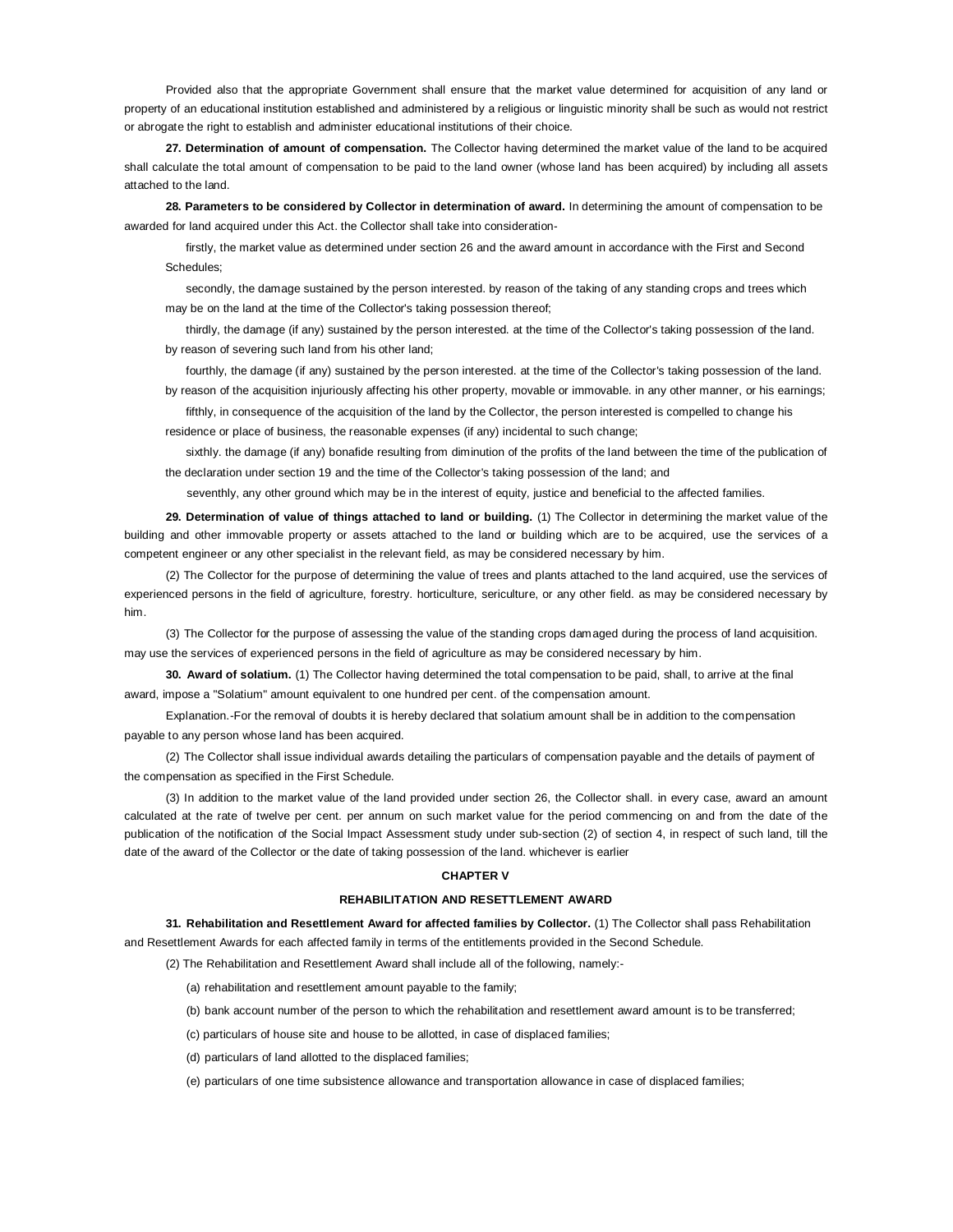Provided also that the appropriate Government shall ensure that the market value determined for acquisition of any land or property of an educational institution established and administered by a religious or linguistic minority shall be such as would not restrict or abrogate the right to establish and administer educational institutions of their choice.

**27. Determination of amount of compensation.** The Collector having determined the market value of the land to be acquired shall calculate the total amount of compensation to be paid to the land owner (whose land has been acquired) by including all assets attached to the land.

**28. Parameters to be considered by Collector in determination of award.** In determining the amount of compensation to be awarded for land acquired under this Act. the Collector shall take into consideration-

firstly, the market value as determined under section 26 and the award amount in accordance with the First and Second Schedules;

secondly, the damage sustained by the person interested. by reason of the taking of any standing crops and trees which may be on the land at the time of the Collector's taking possession thereof;

thirdly, the damage (if any) sustained by the person interested. at the time of the Collector's taking possession of the land. by reason of severing such land from his other land;

fourthly, the damage (if any) sustained by the person interested. at the time of the Collector's taking possession of the land. by reason of the acquisition injuriously affecting his other property, movable or immovable. in any other manner, or his earnings;

fifthly, in consequence of the acquisition of the land by the Collector, the person interested is compelled to change his residence or place of business, the reasonable expenses (if any) incidental to such change;

sixthly. the damage (if any) bonafide resulting from diminution of the profits of the land between the time of the publication of the declaration under section 19 and the time of the Collector's taking possession of the land; and

seventhly, any other ground which may be in the interest of equity, justice and beneficial to the affected families.

**29. Determination of value of things attached to land or building.** (1) The Collector in determining the market value of the building and other immovable property or assets attached to the land or building which are to be acquired, use the services of a competent engineer or any other specialist in the relevant field, as may be considered necessary by him.

(2) The Collector for the purpose of determining the value of trees and plants attached to the land acquired, use the services of experienced persons in the field of agriculture, forestry. horticulture, sericulture, or any other field. as may be considered necessary by him.

(3) The Collector for the purpose of assessing the value of the standing crops damaged during the process of land acquisition. may use the services of experienced persons in the field of agriculture as may be considered necessary by him.

**30. Award of solatium.** (1) The Collector having determined the total compensation to be paid, shall, to arrive at the final award, impose a "Solatium" amount equivalent to one hundred per cent. of the compensation amount.

Explanation.-For the removal of doubts it is hereby declared that solatium amount shall be in addition to the compensation payable to any person whose land has been acquired.

(2) The Collector shall issue individual awards detailing the particulars of compensation payable and the details of payment of the compensation as specified in the First Schedule.

(3) In addition to the market value of the land provided under section 26, the Collector shall. in every case, award an amount calculated at the rate of twelve per cent. per annum on such market value for the period commencing on and from the date of the publication of the notification of the Social Impact Assessment study under sub-section (2) of section 4, in respect of such land, till the date of the award of the Collector or the date of taking possession of the land. whichever is earlier

## CHAPTER V

## REHABILITATION AND RESETTLEMENT AWARD

**31. Rehabilitation and Resettlement Award for affected families by Collector.** (1) The Collector shall pass Rehabilitation and Resettlement Awards for each affected family in terms of the entitlements provided in the Second Schedule.

(2) The Rehabilitation and Resettlement Award shall include all of the following, namely:-

(a) rehabilitation and resettlement amount payable to the family;

(b) bank account number of the person to which the rehabilitation and resettlement award amount is to be transferred;

(c) particulars of house site and house to be allotted, in case of displaced families;

(d) particulars of land allotted to the displaced families;

(e) particulars of one time subsistence allowance and transportation allowance in case of displaced families;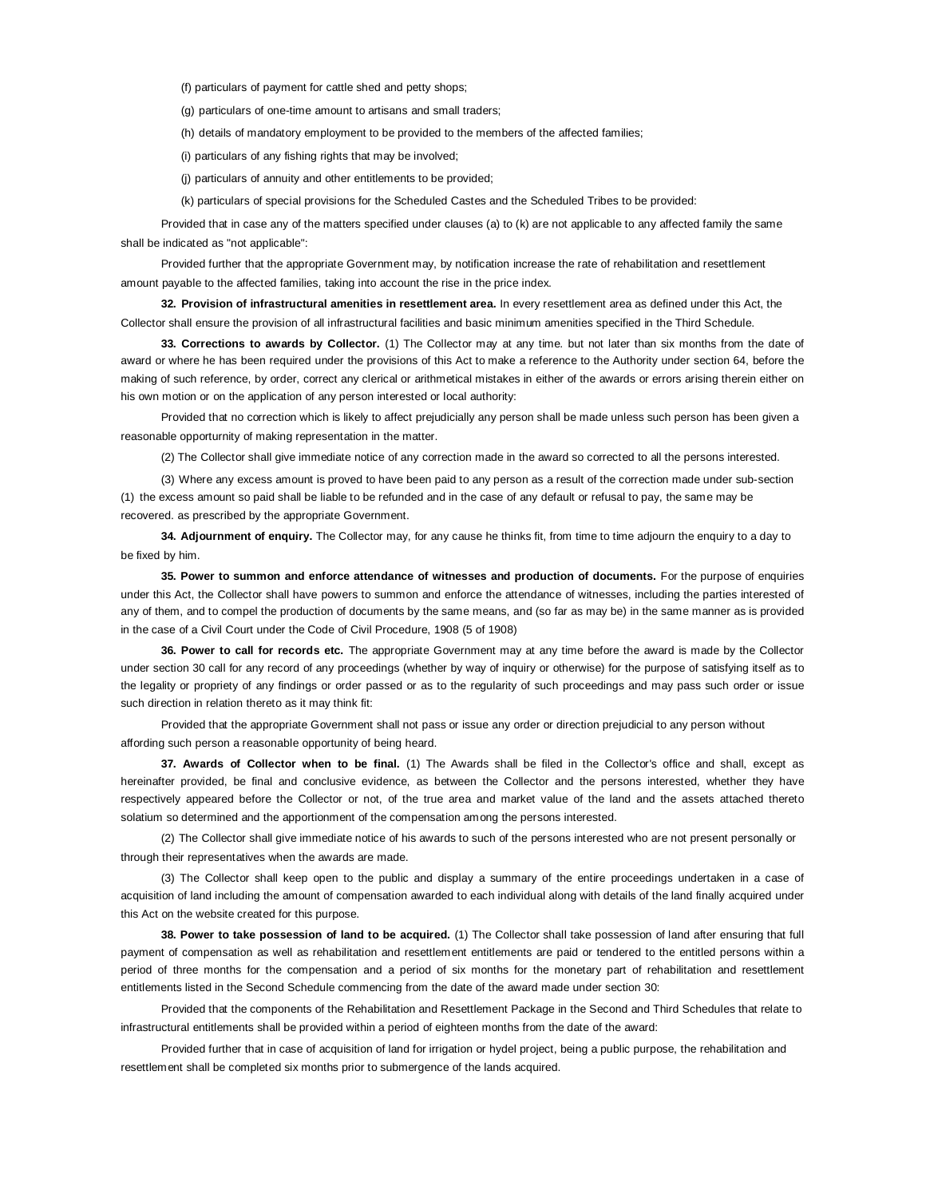(f) particulars of payment for cattle shed and petty shops;

(g) particulars of one-time amount to artisans and small traders;

(h) details of mandatory employment to be provided to the members of the affected families;

(i) particulars of any fishing rights that may be involved;

(j) particulars of annuity and other entitlements to be provided;

(k) particulars of special provisions for the Scheduled Castes and the Scheduled Tribes to be provided:

Provided that in case any of the matters specified under clauses (a) to (k) are not applicable to any affected family the same shall be indicated as "not applicable":

Provided further that the appropriate Government may, by notification increase the rate of rehabilitation and resettlement amount payable to the affected families, taking into account the rise in the price index.

**32. Provision of infrastructural amenities in resettlement area.** In every resettlement area as defined under this Act, the Collector shall ensure the provision of all infrastructural facilities and basic minimum amenities specified in the Third Schedule.

**33. Corrections to awards by Collector.** (1) The Collector may at any time. but not later than six months from the date of award or where he has been required under the provisions of this Act to make a reference to the Authority under section 64, before the making of such reference, by order, correct any clerical or arithmetical mistakes in either of the awards or errors arising therein either on his own motion or on the application of any person interested or local authority:

Provided that no correction which is likely to affect prejudicially any person shall be made unless such person has been given a reasonable opportumity of making representation in the matter.

(2) The Collector shall give immediate notice of any correction made in the award so corrected to all the persons interested.

(3) Where any excess amount is proved to have been paid to any person as a result of the correction made under sub-section (1) the excess amount so paid shall be liable to be refunded and in the case of any default or refusal to pay, the same may be recovered. as prescribed by the appropriate Government.

**34. Adjournment of enquiry.** The Collector may, for any cause he thinks fit, from time to time adjourn the enquiry to a day to be fixed by him.

**35. Power to summon and enforce attendance of witnesses and production of documents.** For the purpose of enquiries under this Act, the Collector shall have powers to summon and enforce the attendance of witnesses, including the parties interested of any of them, and to compel the production of documents by the same means, and (so far as may be) in the same manner as is provided in the case of a Civil Court under the Code of Civil Procedure, 1908 (5 of 1908)

**36. Power to call for records etc.** The appropriate Government may at any time before the award is made by the Collector under section 30 call for any record of any proceedings (whether by way of inquiry or otherwise) for the purpose of satisfying itself as to the legality or propriety of any findings or order passed or as to the regularity of such proceedings and may pass such order or issue such direction in relation thereto as it may think fit:

Provided that the appropriate Government shall not pass or issue any order or direction prejudicial to any person without affording such person a reasonable opportunity of being heard.

**37. Awards of Collector when to be final.** (1) The Awards shall be filed in the Collector's office and shall, except as hereinafter provided, be final and conclusive evidence, as between the Collector and the persons interested, whether they have respectively appeared before the Collector or not, of the true area and market value of the land and the assets attached thereto solatium so determined and the apportionment of the compensation among the persons interested.

(2) The Collector shall give immediate notice of his awards to such of the persons interested who are not present personally or through their representatives when the awards are made.

(3) The Collector shall keep open to the public and display a summary of the entire proceedings undertaken in a case of acquisition of land including the amount of compensation awarded to each individual along with details of the land finally acquired under this Act on the website created for this purpose.

**38. Power to take possession of land to be acquired.** (1) The Collector shall take possession of land after ensuring that full payment of compensation as well as rehabilitation and resettlement entitlements are paid or tendered to the entitled persons within a period of three months for the compensation and a period of six months for the monetary part of rehabilitation and resettlement entitlements listed in the Second Schedule commencing from the date of the award made under section 30:

Provided that the components of the Rehabilitation and Resettlement Package in the Second and Third Schedules that relate to infrastructural entitlements shall be provided within a period of eighteen months from the date of the award:

Provided further that in case of acquisition of land for irrigation or hydel project, being a public purpose, the rehabilitation and resettlement shall be completed six months prior to submergence of the lands acquired.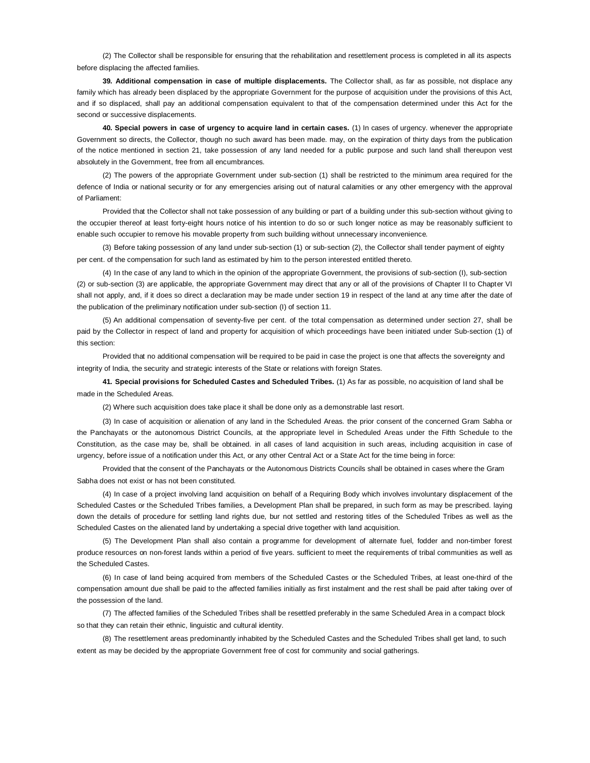(2) The Collector shall be responsible for ensuring that the rehabilitation and resettlement process is completed in all its aspects before displacing the affected families.

**39. Additional compensation in case of multiple displacements.** The Collector shall, as far as possible, not displace any family which has already been displaced by the appropriate Government for the purpose of acquisition under the provisions of this Act, and if so displaced, shall pay an additional compensation equivalent to that of the compensation determined under this Act for the second or successive displacements.

**40. Special powers in case of urgency to acquire land in certain cases.** (1) In cases of urgency. whenever the appropriate Government so directs, the Collector, though no such award has been made. may, on the expiration of thirty days from the publication of the notice mentioned in section 21, take possession of any land needed for a public purpose and such land shall thereupon vest absolutely in the Government, free from all encumbrances.

(2) The powers of the appropriate Government under sub-section (1) shall be restricted to the minimum area required for the defence of India or national security or for any emergencies arising out of natural calamities or any other emergency with the approval of Parliament:

Provided that the Collector shall not take possession of any building or part of a building under this sub-section without giving to the occupier thereof at least forty-eight hours notice of his intention to do so or such longer notice as may be reasonably sufficient to enable such occupier to remove his movable property from such building without unnecessary inconvenience.

(3) Before taking possession of any land under sub-section (1) or sub-section (2), the Collector shall tender payment of eighty per cent. of the compensation for such land as estimated by him to the person interested entitled thereto.

(4) In the case of any land to which in the opinion of the appropriate Government, the provisions of sub-section (I), sub-section (2) or sub-section (3) are applicable, the appropriate Government may direct that any or all of the provisions of Chapter II to Chapter VI shall not apply, and, if it does so direct a declaration may be made under section 19 in respect of the land at any time after the date of the publication of the preliminary notification under sub-section (I) of section 11.

(5) An additional compensation of seventy-five per cent. of the total compensation as determined under section 27, shall be paid by the Collector in respect of land and property for acquisition of which proceedings have been initiated under Sub-section (1) of this section:

Provided that no additional compensation will be required to be paid in case the project is one that affects the sovereignty and integrity of India, the security and strategic interests of the State or relations with foreign States.

**41. Special provisions for Scheduled Castes and Scheduled Tribes.** (1) As far as possible, no acquisition of land shall be made in the Scheduled Areas.

(2) Where such acquisition does take place it shall be done only as a demonstrable last resort.

(3) In case of acquisition or alienation of any land in the Scheduled Areas. the prior consent of the concerned Gram Sabha or the Panchayats or the autonomous District Councils, at the appropriate level in Scheduled Areas under the Fifth Schedule to the Constitution, as the case may be, shall be obtained. in all cases of land acquisition in such areas, including acquisition in case of urgency, before issue of a notification under this Act, or any other Central Act or a State Act for the time being in force:

Provided that the consent of the Panchayats or the Autonomous Districts Councils shall be obtained in cases where the Gram Sabha does not exist or has not been constituted.

(4) In case of a project involving land acquisition on behalf of a Requiring Body which involves involuntary displacement of the Scheduled Castes or the Scheduled Tribes families, a Development Plan shall be prepared, in such form as may be prescribed. laying down the details of procedure for settling land rights due, bur not settled and restoring titles of the Scheduled Tribes as well as the Scheduled Castes on the alienated land by undertaking a special drive together with land acquisition.

(5) The Development Plan shall also contain a programme for development of alternate fuel, fodder and non-timber forest produce resources on non-forest lands within a period of five years. sufficient to meet the requirements of tribal communities as well as the Scheduled Castes.

(6) In case of land being acquired from members of the Scheduled Castes or the Scheduled Tribes, at least one-third of the compensation amount due shall be paid to the affected families initially as first instalment and the rest shall be paid after taking over of the possession of the land.

(7) The affected families of the Scheduled Tribes shall be resettled preferably in the same Scheduled Area in a compact block so that they can retain their ethnic, linguistic and cultural identity.

(8) The resettlement areas predominantly inhabited by the Scheduled Castes and the Scheduled Tribes shall get land, to such extent as may be decided by the appropriate Government free of cost for community and social gatherings.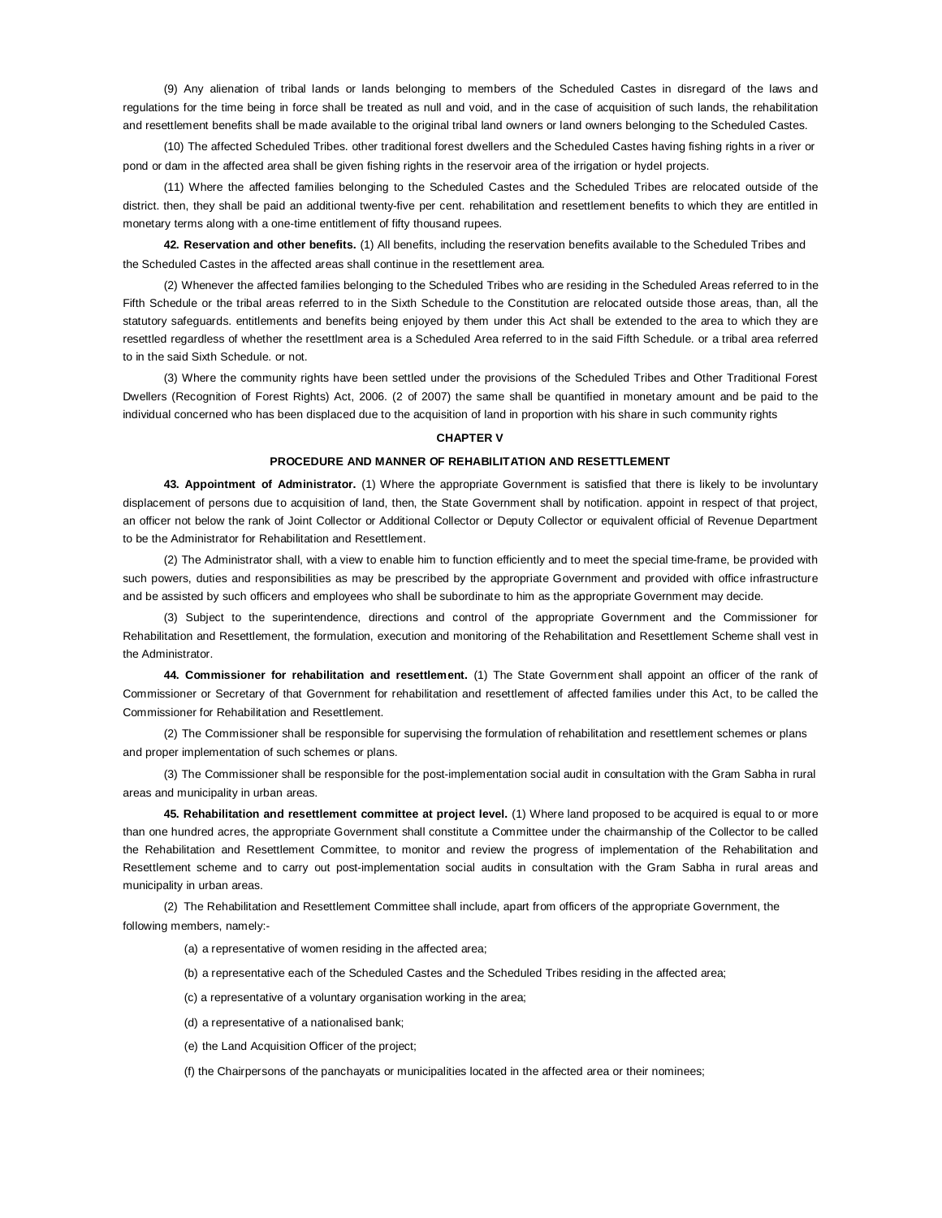(9) Any alienation of tribal lands or lands belonging to members of the Scheduled Castes in disregard of the laws and regulations for the time being in force shall be treated as null and void, and in the case of acquisition of such lands, the rehabilitation and resettlement benefits shall be made available to the original tribal land owners or land owners belonging to the Scheduled Castes.

(10) The affected Scheduled Tribes. other traditional forest dwellers and the Scheduled Castes having fishing rights in a river or pond or dam in the affected area shall be given fishing rights in the reservoir area of the irrigation or hydel projects.

(11) Where the affected families belonging to the Scheduled Castes and the Scheduled Tribes are relocated outside of the district. then, they shall be paid an additional twenty-five per cent. rehabilitation and resettlement benefits to which they are entitled in monetary terms along with a one-time entitlement of fifty thousand rupees.

**42. Reservation and other benefits.** (1) All benefits, including the reservation benefits available to the Scheduled Tribes and the Scheduled Castes in the affected areas shall continue in the resettlement area.

(2) Whenever the affected families belonging to the Scheduled Tribes who are residing in the Scheduled Areas referred to in the Fifth Schedule or the tribal areas referred to in the Sixth Schedule to the Constitution are relocated outside those areas, than, all the statutory safeguards. entitlements and benefits being enjoyed by them under this Act shall be extended to the area to which they are resettled regardless of whether the resettlment area is a Scheduled Area referred to in the said Fifth Schedule. or a tribal area referred to in the said Sixth Schedule. or not.

(3) Where the community rights have been settled under the provisions of the Scheduled Tribes and Other Traditional Forest Dwellers (Recognition of Forest Rights) Act, 2006. (2 of 2007) the same shall be quantified in monetary amount and be paid to the individual concerned who has been displaced due to the acquisition of land in proportion with his share in such community rights

## CHAPTER V

## PROCEDURE AND MANNER OF REHABILITATION AND RESETTLEMENT

**43. Appointment of Administrator.** (1) Where the appropriate Government is satisfied that there is likely to be involuntary displacement of persons due to acquisition of land, then, the State Government shall by notification. appoint in respect of that project, an officer not below the rank of Joint Collector or Additional Collector or Deputy Collector or equivalent official of Revenue Department to be the Administrator for Rehabilitation and Resettlement.

(2) The Administrator shall, with a view to enable him to function efficiently and to meet the special time-frame, be provided with such powers, duties and responsibilities as may be prescribed by the appropriate Government and provided with office infrastructure and be assisted by such officers and employees who shall be subordinate to him as the appropriate Government may decide.

(3) Subject to the superintendence, directions and control of the appropriate Government and the Commissioner for Rehabilitation and Resettlement, the formulation, execution and monitoring of the Rehabilitation and Resettlement Scheme shall vest in the Administrator.

**44. Commissioner for rehabilitation and resettlement.** (1) The State Government shall appoint an officer of the rank of Commissioner or Secretary of that Government for rehabilitation and resettlement of affected families under this Act, to be called the Commissioner for Rehabilitation and Resettlement.

(2) The Commissioner shall be responsible for supervising the formulation of rehabilitation and resettlement schemes or plans and proper implementation of such schemes or plans.

(3) The Commissioner shall be responsible for the post-implementation social audit in consultation with the Gram Sabha in rural areas and municipality in urban areas.

**45. Rehabilitation and resettlement committee at project level.** (1) Where land proposed to be acquired is equal to or more than one hundred acres, the appropriate Government shall constitute a Committee under the chairmanship of the Collector to be called the Rehabilitation and Resettlement Committee, to monitor and review the progress of implementation of the Rehabilitation and Resettlement scheme and to carry out post-implementation social audits in consultation with the Gram Sabha in rural areas and municipality in urban areas.

(2) The Rehabilitation and Resettlement Committee shall include, apart from officers of the appropriate Government, the following members, namely:-

(a) a representative of women residing in the affected area;

(b) a representative each of the Scheduled Castes and the Scheduled Tribes residing in the affected area;

(c) a representative of a voluntary organisation working in the area;

(d) a representative of a nationalised bank;

(e) the Land Acquisition Officer of the project;

(f) the Chairpersons of the panchayats or municipalities located in the affected area or their nominees;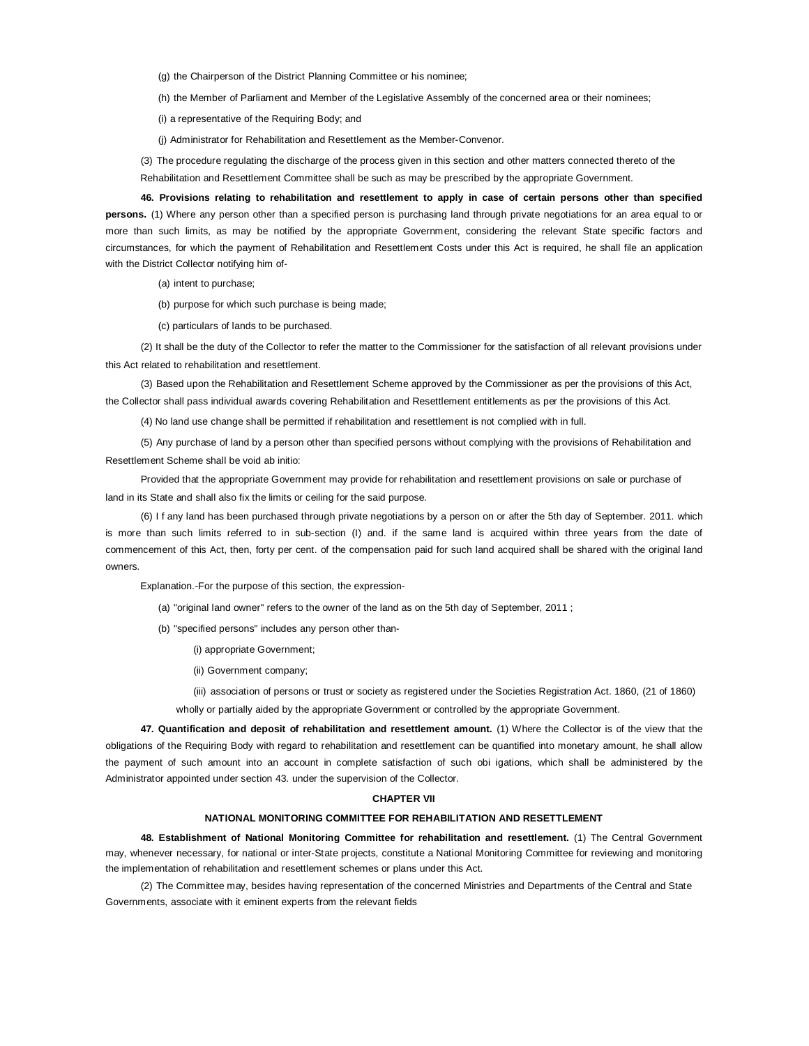(g) the Chairperson of the District Planning Committee or his nominee;

(h) the Member of Parliament and Member of the Legislative Assembly of the concerned area or their nominees;

(i) a representative of the Requiring Body; and

(j) Administrator for Rehabilitation and Resettlement as the Member-Convenor.

(3) The procedure regulating the discharge of the process given in this section and other matters connected thereto of the Rehabilitation and Resettlement Committee shall be such as may be prescribed by the appropriate Government.

**46. Provisions relating to rehabilitation and resettlement to apply in case of certain persons other than specified persons.** (1) Where any person other than a specified person is purchasing land through private negotiations for an area equal to or more than such limits, as may be notified by the appropriate Government, considering the relevant State specific factors and circumstances, for which the payment of Rehabilitation and Resettlement Costs under this Act is required, he shall file an application with the District Collector notifying him of-

(a) intent to purchase;

(b) purpose for which such purchase is being made;

(c) particulars of lands to be purchased.

(2) It shall be the duty of the Collector to refer the matter to the Commissioner for the satisfaction of all relevant provisions under this Act related to rehabilitation and resettlement.

(3) Based upon the Rehabilitation and Resettlement Scheme approved by the Commissioner as per the provisions of this Act, the Collector shall pass individual awards covering Rehabilitation and Resettlement entitlements as per the provisions of this Act.

(4) No land use change shall be permitted if rehabilitation and resettlement is not complied with in full.

(5) Any purchase of land by a person other than specified persons without complying with the provisions of Rehabilitation and Resettlement Scheme shall be void ab initio:

Provided that the appropriate Government may provide for rehabilitation and resettlement provisions on sale or purchase of land in its State and shall also fix the limits or ceiling for the said purpose.

(6) I f any land has been purchased through private negotiations by a person on or after the 5th day of September. 2011. which is more than such limits referred to in sub-section (I) and. if the same land is acquired within three years from the date of commencement of this Act, then, forty per cent. of the compensation paid for such land acquired shall be shared with the original land owners.

Explanation.-For the purpose of this section, the expression-

(a) "original land owner" refers to the owner of the land as on the 5th day of September, 2011 ;

(b) "specified persons" includes any person other than-

(i) appropriate Government;

(ii) Government company;

(iii) association of persons or trust or society as registered under the Societies Registration Act. 1860, (21 of 1860) wholly or partially aided by the appropriate Government or controlled by the appropriate Government.

**47. Quantification and deposit of rehabilitation and resettlement amount.** (1) Where the Collector is of the view that the obligations of the Requiring Body with regard to rehabilitation and resettlement can be quantified into monetary amount, he shall allow the payment of such amount into an account in complete satisfaction of such obi igations, which shall be administered by the Administrator appointed under section 43. under the supervision of the Collector.

## CHAPTER VII

## NATIONAL MONITORING COMMITTEE FOR REHABILITATION AND RESETTLEMENT

**48. Establishment of National Monitoring Committee for rehabilitation and resettlement.** (1) The Central Government may, whenever necessary, for national or inter-State projects, constitute a National Monitoring Committee for reviewing and monitoring the implementation of rehabilitation and resettlement schemes or plans under this Act.

(2) The Committee may, besides having representation of the concerned Ministries and Departments of the Central and State Governments, associate with it eminent experts from the relevant fields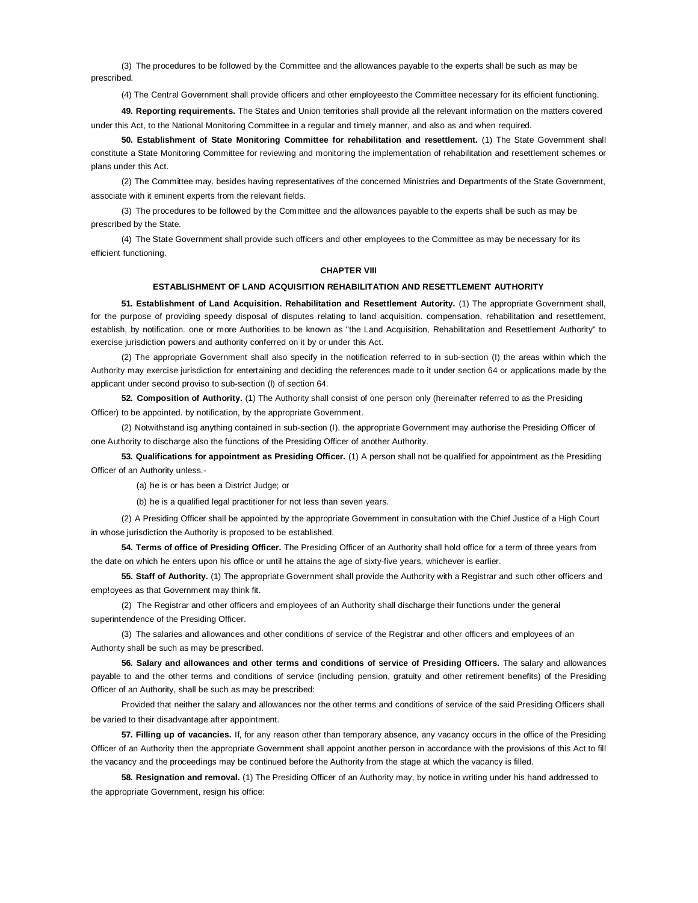(3) The procedures to be followed by the Committee and the allowances payable to the experts shall be such as may be prescribed.

(4) The Central Government shall provide officers and other employeesto the Committee necessary for its efficient functioning.

**49. Reporting requirements.** The States and Union territories shall provide all the relevant information on the matters covered under this Act, to the National Monitoring Committee in a regular and timely manner, and also as and when required.

**50. Establishment of State Monitoring Committee for rehabilitation and resettlement.** (1) The State Government shall constitute a State Monitoring Committee for reviewing and monitoring the implementation of rehabilitation and resettlement schemes or plans under this Act.

(2) The Committee may. besides having representatives of the concerned Ministries and Departments of the State Government, associate with it eminent experts from the relevant fields.

(3) The procedures to be followed by the Committee and the allowances payable to the experts shall be such as may be prescribed by the State.

(4) The State Government shall provide such officers and other employees to the Committee as may be necessary for its efficient functioning.

## CHAPTER VIII

## ESTABLISHMENT OF LAND ACQUISITION REHABILITATION AND RESETTLEMENT AUTHORITY

**51. Establishment of Land Acquisition. Rehabilitation and Resettlement Autority.** (1) The appropriate Government shall, for the purpose of providing speedy disposal of disputes relating to land acquisition. compensation, rehabilitation and resettlement, establish, by notification. one or more Authorities to be known as "the Land Acquisition, Rehabilitation and Resettlement Authority" to exercise jurisdiction powers and authority conferred on it by or under this Act.

(2) The appropriate Government shall also specify in the notification referred to in sub-section (I) the areas within which the Authority may exercise jurisdiction for entertaining and deciding the references made to it under section 64 or applications made by the applicant under second proviso to sub-section (l) of section 64.

**52. Composition of Authority.** (1) The Authority shall consist of one person only (hereinafter referred to as the Presiding Officer) to be appointed. by notification, by the appropriate Government.

(2) Notwithstand isg anything contained in sub-section (I). the appropriate Government may authorise the Presiding Officer of one Authority to discharge also the functions of the Presiding Officer of another Authority.

**53. Qualifications for appointment as Presiding Officer.** (1) A person shall not be qualified for appointment as the Presiding Officer of an Authority unless.-

(a) he is or has been a District Judge; or

(b) he is a qualified legal practitioner for not less than seven years.

(2) A Presiding Officer shall be appointed by the appropriate Government in consultation with the Chief Justice of a High Court in whose jurisdiction the Authority is proposed to be established.

**54. Terms of office of Presiding Officer.** The Presiding Officer of an Authority shall hold office for a term of three years from the date on which he enters upon his office or until he attains the age of sixty-five years, whichever is earlier.

**55. Staff of Authority.** (1) The appropriate Government shall provide the Authority with a Registrar and such other officers and emp!oyees as that Government may think fit.

(2) The Registrar and other officers and employees of an Authority shall discharge their functions under the general superintendence of the Presiding Officer.

(3) The salaries and allowances and other conditions of service of the Registrar and other officers and employees of an Authority shall be such as may be prescribed.

**56. Salary and allowances and other terms and conditions of service of Presiding Officers.** The salary and allowances payable to and the other terms and conditions of service (including pension, gratuity and other retirement benefits) of the Presiding Officer of an Authority, shall be such as may be prescribed:

Provided that neither the salary and allowances nor the other terms and conditions of service of the said Presiding Officers shall be varied to their disadvantage after appointment.

**57. Filling up of vacancies.** If, for any reason other than temporary absence, any vacancy occurs in the office of the Presiding Officer of an Authority then the appropriate Government shall appoint another person in accordance with the provisions of this Act to fill the vacancy and the proceedings may be continued before the Authority from the stage at which the vacancy is filled.

**58. Resignation and removal.** (1) The Presiding Officer of an Authority may, by notice in writing under his hand addressed to the appropriate Government, resign his office: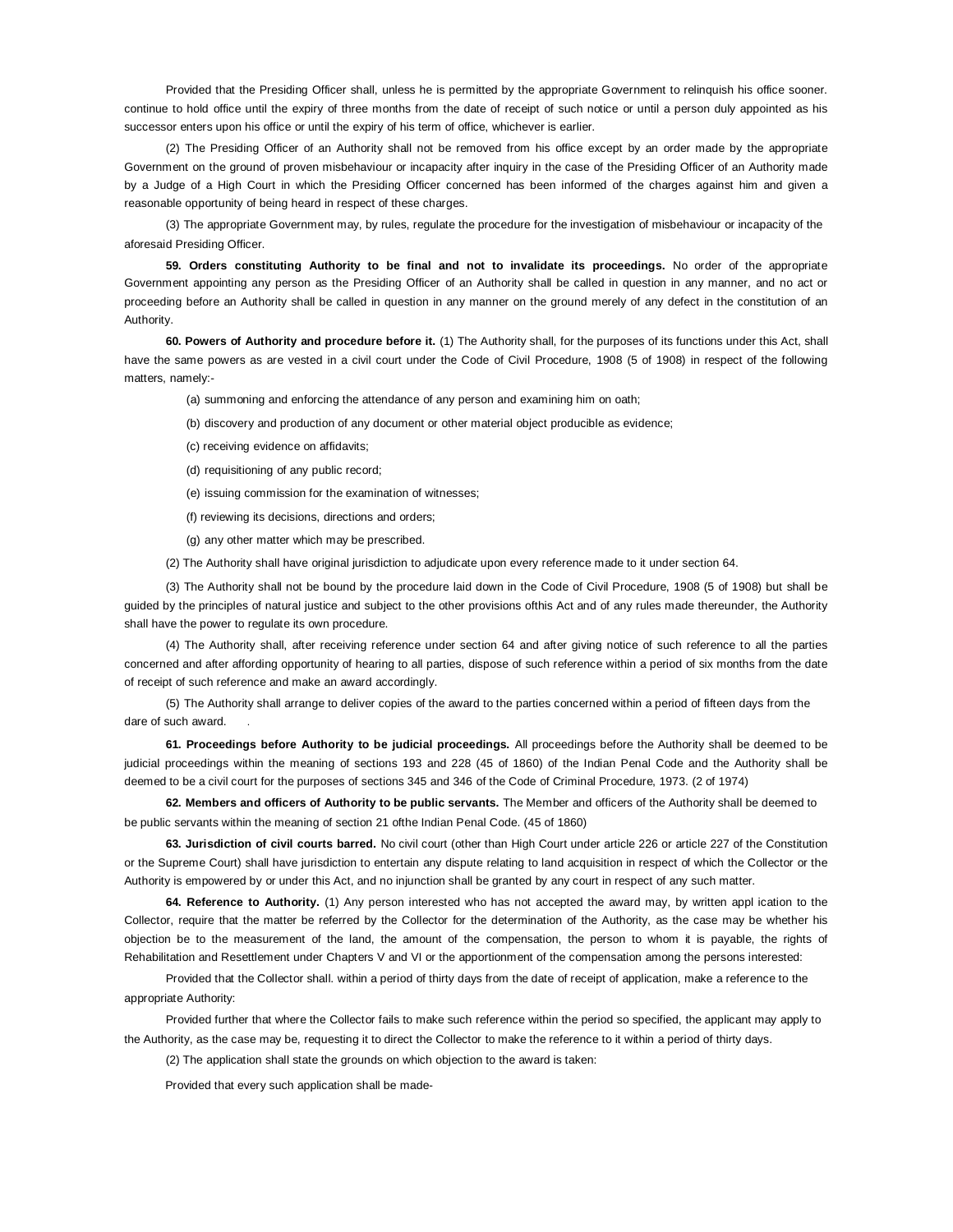Provided that the Presiding Officer shall, unless he is permitted by the appropriate Government to relinquish his office sooner. continue to hold office until the expiry of three months from the date of receipt of such notice or until a person duly appointed as his successor enters upon his office or until the expiry of his term of office, whichever is earlier.

(2) The Presiding Officer of an Authority shall not be removed from his office except by an order made by the appropriate Government on the ground of proven misbehaviour or incapacity after inquiry in the case of the Presiding Officer of an Authority made by a Judge of a High Court in which the Presiding Officer concerned has been informed of the charges against him and given a reasonable opportunity of being heard in respect of these charges.

(3) The appropriate Government may, by rules, regulate the procedure for the investigation of misbehaviour or incapacity of the aforesaid Presiding Officer.

**59. Orders constituting Authority to be final and not to invalidate its proceedings.** No order of the appropriate Government appointing any person as the Presiding Officer of an Authority shall be called in question in any manner, and no act or proceeding before an Authority shall be called in question in any manner on the ground merely of any defect in the constitution of an Authority.

**60. Powers of Authority and procedure before it.** (1) The Authority shall, for the purposes of its functions under this Act, shall have the same powers as are vested in a civil court under the Code of Civil Procedure, 1908 (5 of 1908) in respect of the following matters, namely:-

(a) summoning and enforcing the attendance of any person and examining him on oath;

(b) discovery and production of any document or other material object producible as evidence;

(c) receiving evidence on affidavits;

(d) requisitioning of any public record;

(e) issuing commission for the examination of witnesses;

(f) reviewing its decisions, directions and orders;

(g) any other matter which may be prescribed.

(2) The Authority shall have original jurisdiction to adjudicate upon every reference made to it under section 64.

(3) The Authority shall not be bound by the procedure laid down in the Code of Civil Procedure, 1908 (5 of 1908) but shall be guided by the principles of natural justice and subject to the other provisions ofthis Act and of any rules made thereunder, the Authority shall have the power to regulate its own procedure.

(4) The Authority shall, after receiving reference under section 64 and after giving notice of such reference to all the parties concerned and after affording opportunity of hearing to all parties, dispose of such reference within a period of six months from the date of receipt of such reference and make an award accordingly.

(5) The Authority shall arrange to deliver copies of the award to the parties concerned within a period of fifteen days from the dare of such award.

**61. Proceedings before Authority to be judicial proceedings.** All proceedings before the Authority shall be deemed to be judicial proceedings within the meaning of sections 193 and 228 (45 of 1860) of the Indian Penal Code and the Authority shall be deemed to be a civil court for the purposes of sections 345 and 346 of the Code of Criminal Procedure, 1973. (2 of 1974)

**62. Members and officers of Authority to be public servants.** The Member and officers of the Authority shall be deemed to be public servants within the meaning of section 21 ofthe Indian Penal Code. (45 of 1860)

**63. Jurisdiction of civil courts barred.** No civil court (other than High Court under article 226 or article 227 of the Constitution or the Supreme Court) shall have jurisdiction to entertain any dispute relating to land acquisition in respect of which the Collector or the Authority is empowered by or under this Act, and no injunction shall be granted by any court in respect of any such matter.

**64. Reference to Authority.** (1) Any person interested who has not accepted the award may, by written appl ication to the Collector, require that the matter be referred by the Collector for the determination of the Authority, as the case may be whether his objection be to the measurement of the land, the amount of the compensation, the person to whom it is payable, the rights of Rehabilitation and Resettlement under Chapters V and VI or the apportionment of the compensation among the persons interested:

Provided that the Collector shall. within a period of thirty days from the date of receipt of application, make a reference to the appropriate Authority:

Provided further that where the Collector fails to make such reference within the period so specified, the applicant may apply to the Authority, as the case may be, requesting it to direct the Collector to make the reference to it within a period of thirty days.

(2) The application shall state the grounds on which objection to the award is taken:

Provided that every such application shall be made-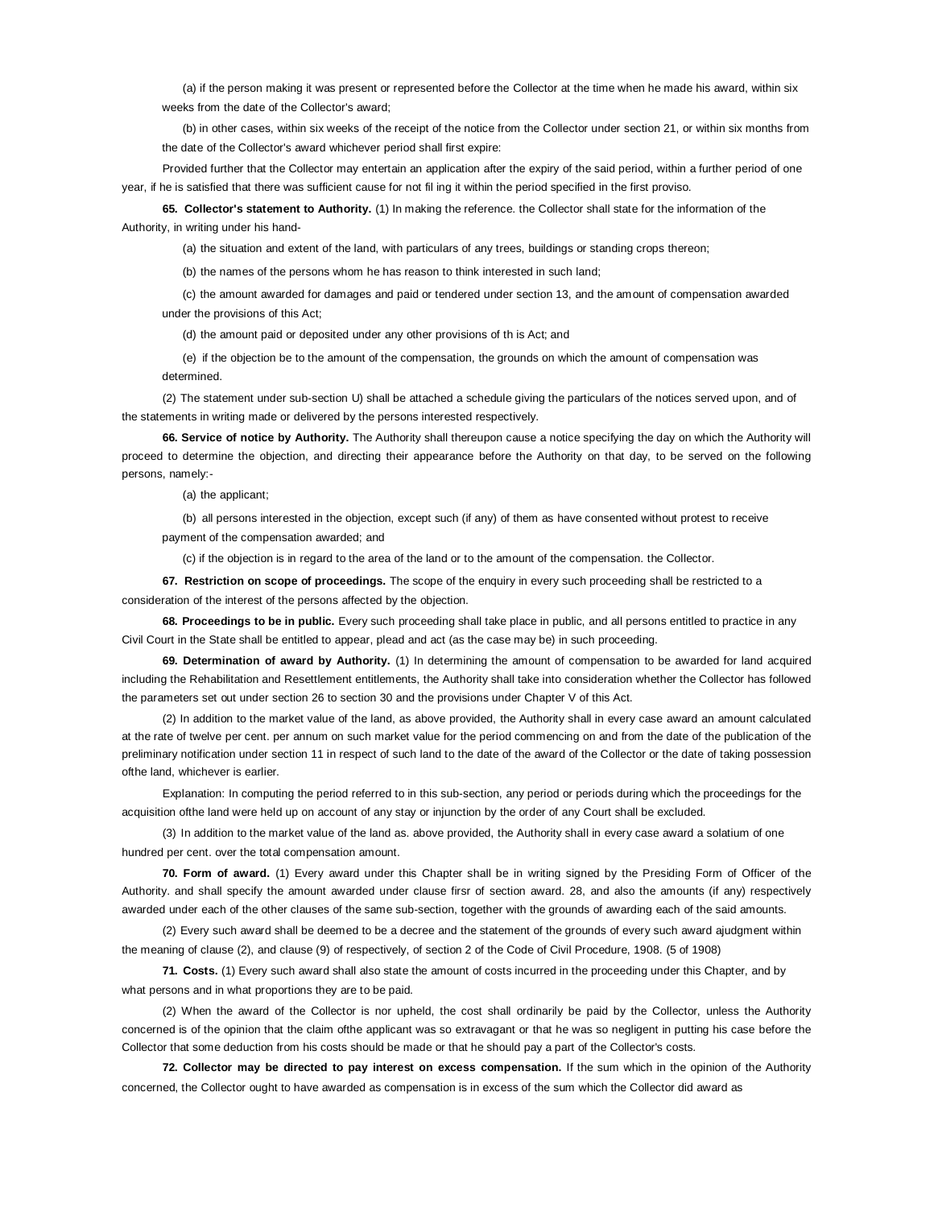(a) if the person making it was present or represented before the Collector at the time when he made his award, within six weeks from the date of the Collector's award;

(b) in other cases, within six weeks of the receipt of the notice from the Collector under section 21, or within six months from the date of the Collector's award whichever period shall first expire:

Provided further that the Collector may entertain an application after the expiry of the said period, within a further period of one year, if he is satisfied that there was sufficient cause for not fil ing it within the period specified in the first proviso.

**65. Collector's statement to Authority.** (1) In making the reference. the Collector shall state for the information of the Authority, in writing under his hand-

(a) the situation and extent of the land, with particulars of any trees, buildings or standing crops thereon;

(b) the names of the persons whom he has reason to think interested in such land;

(c) the amount awarded for damages and paid or tendered under section 13, and the amount of compensation awarded under the provisions of this Act;

(d) the amount paid or deposited under any other provisions of th is Act; and

(e) if the objection be to the amount of the compensation, the grounds on which the amount of compensation was determined.

(2) The statement under sub-section U) shall be attached a schedule giving the particulars of the notices served upon, and of the statements in writing made or delivered by the persons interested respectively.

**66. Service of notice by Authority.** The Authority shall thereupon cause a notice specifying the day on which the Authority will proceed to determine the objection, and directing their appearance before the Authority on that day, to be served on the following persons, namely:-

(a) the applicant;

(b) all persons interested in the objection, except such (if any) of them as have consented without protest to receive payment of the compensation awarded; and

(c) if the objection is in regard to the area of the land or to the amount of the compensation. the Collector.

**67. Restriction on scope of proceedings.** The scope of the enquiry in every such proceeding shall be restricted to a consideration of the interest of the persons affected by the objection.

**68. Proceedings to be in public.** Every such proceeding shall take place in public, and all persons entitled to practice in any Civil Court in the State shall be entitled to appear, plead and act (as the case may be) in such proceeding.

**69. Determination of award by Authority.** (1) In determining the amount of compensation to be awarded for land acquired including the Rehabilitation and Resettlement entitlements, the Authority shall take into consideration whether the Collector has followed the parameters set out under section 26 to section 30 and the provisions under Chapter V of this Act.

(2) In addition to the market value of the land, as above provided, the Authority shall in every case award an amount calculated at the rate of twelve per cent. per annum on such market value for the period commencing on and from the date of the publication of the preliminary notification under section 11 in respect of such land to the date of the award of the Collector or the date of taking possession ofthe land, whichever is earlier.

Explanation: In computing the period referred to in this sub-section, any period or periods during which the proceedings for the acquisition ofthe land were held up on account of any stay or injunction by the order of any Court shall be excluded.

(3) In addition to the market value of the land as. above provided, the Authority shall in every case award a solatium of one hundred per cent. over the total compensation amount.

**70. Form of award.** (1) Every award under this Chapter shall be in writing signed by the Presiding Form of Officer of the Authority. and shall specify the amount awarded under clause firsr of section award. 28, and also the amounts (if any) respectively awarded under each of the other clauses of the same sub-section, together with the grounds of awarding each of the said amounts.

(2) Every such award shall be deemed to be a decree and the statement of the grounds of every such award ajudgment within the meaning of clause (2), and clause (9) of respectively, of section 2 of the Code of Civil Procedure, 1908. (5 of 1908)

**71. Costs.** (1) Every such award shall also state the amount of costs incurred in the proceeding under this Chapter, and by what persons and in what proportions they are to be paid.

(2) When the award of the Collector is nor upheld, the cost shall ordinarily be paid by the Collector, unless the Authority concerned is of the opinion that the claim ofthe applicant was so extravagant or that he was so negligent in putting his case before the Collector that some deduction from his costs should be made or that he should pay a part of the Collector's costs.

**72. Collector may be directed to pay interest on excess compensation.** If the sum which in the opinion of the Authority concerned, the Collector ought to have awarded as compensation is in excess of the sum which the Collector did award as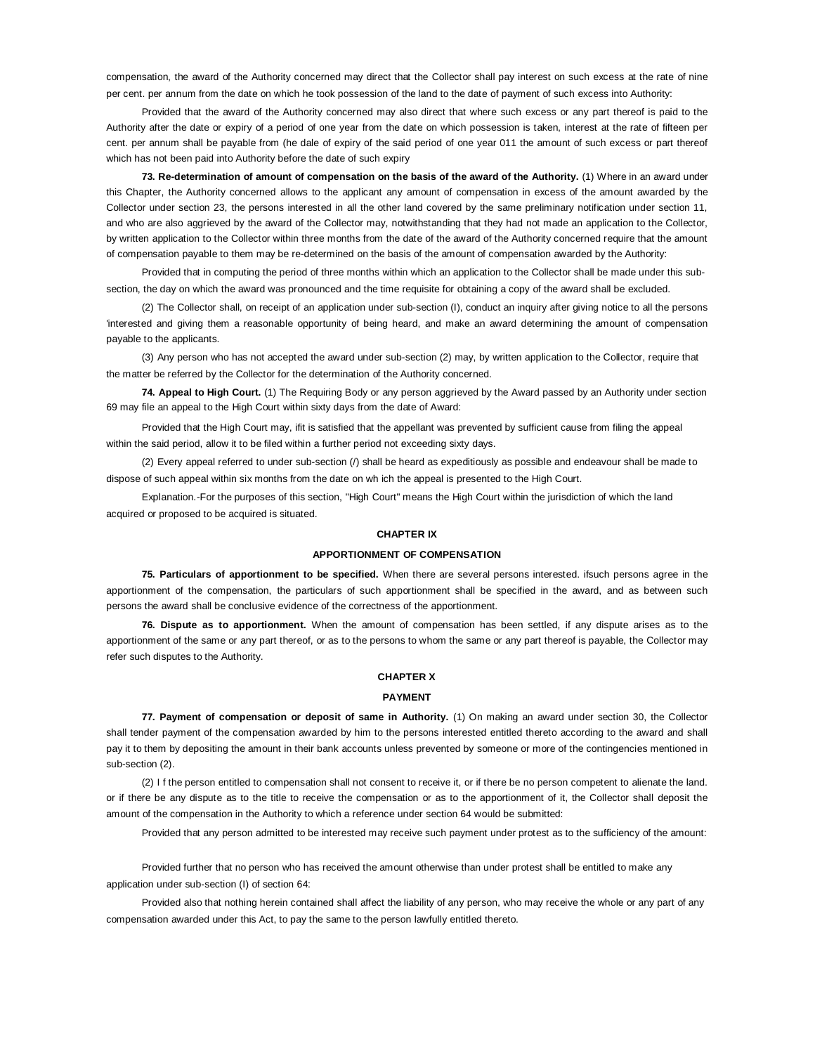compensation, the award of the Authority concerned may direct that the Collector shall pay interest on such excess at the rate of nine per cent. per annum from the date on which he took possession of the land to the date of payment of such excess into Authority:

Provided that the award of the Authority concerned may also direct that where such excess or any part thereof is paid to the Authority after the date or expiry of a period of one year from the date on which possession is taken, interest at the rate of fifteen per cent. per annum shall be payable from (he dale of expiry of the said period of one year 011 the amount of such excess or part thereof which has not been paid into Authority before the date of such expiry

**73. Re-determination of amount of compensation on the basis of the award of the Authority.** (1) Where in an award under this Chapter, the Authority concerned allows to the applicant any amount of compensation in excess of the amount awarded by the Collector under section 23, the persons interested in all the other land covered by the same preliminary notification under section 11, and who are also aggrieved by the award of the Collector may, notwithstanding that they had not made an application to the Collector, by written application to the Collector within three months from the date of the award of the Authority concerned require that the amount of compensation payable to them may be re-determined on the basis of the amount of compensation awarded by the Authority:

Provided that in computing the period of three months within which an application to the Collector shall be made under this sub-section, the day on which the award was pronounced and the time requisite for obtaining a copy of the award shall be excluded.

(2) The Collector shall, on receipt of an application under sub-section (I), conduct an inquiry after giving notice to all the persons 'interested and giving them a reasonable opportunity of being heard, and make an award determining the amount of compensation payable to the applicants.

(3) Any person who has not accepted the award under sub-section (2) may, by written application to the Collector, require that the matter be referred by the Collector for the determination of the Authority concerned.

**74. Appeal to High Court.** (1) The Requiring Body or any person aggrieved by the Award passed by an Authority under section 69 may file an appeal to the High Court within sixty days from the date of Award:

Provided that the High Court may, ifit is satisfied that the appellant was prevented by sufficient cause from filing the appeal within the said period, allow it to be filed within a further period not exceeding sixty days.

(2) Every appeal referred to under sub-section (/) shall be heard as expeditiously as possible and endeavour shall be made to dispose of such appeal within six months from the date on wh ich the appeal is presented to the High Court.

Explanation.-For the purposes of this section, "High Court" means the High Court within the jurisdiction of which the land acquired or proposed to be acquired is situated.

## CHAPTER IX

## APPORTIONMENT OF COMPENSATION

**75. Particulars of apportionment to be specified.** When there are several persons interested. ifsuch persons agree in the apportionment of the compensation, the particulars of such apportionment shall be specified in the award, and as between such persons the award shall be conclusive evidence of the correctness of the apportionment.

**76. Dispute as to apportionment.** When the amount of compensation has been settled, if any dispute arises as to the apportionment of the same or any part thereof, or as to the persons to whom the same or any part thereof is payable, the Collector may refer such disputes to the Authority.

## CHAPTER X

## PAYMENT

**77. Payment of compensation or deposit of same in Authority.** (1) On making an award under section 30, the Collector shall tender payment of the compensation awarded by him to the persons interested entitled thereto according to the award and shall pay it to them by depositing the amount in their bank accounts unless prevented by someone or more of the contingencies mentioned in sub-section (2).

(2) I f the person entitled to compensation shall not consent to receive it, or if there be no person competent to alienate the land. or if there be any dispute as to the title to receive the compensation or as to the apportionment of it, the Collector shall deposit the amount of the compensation in the Authority to which a reference under section 64 would be submitted:

Provided that any person admitted to be interested may receive such payment under protest as to the sufficiency of the amount:

Provided further that no person who has received the amount otherwise than under protest shall be entitled to make any application under sub-section (I) of section 64:

Provided also that nothing herein contained shall affect the liability of any person, who may receive the whole or any part of any compensation awarded under this Act, to pay the same to the person lawfully entitled thereto.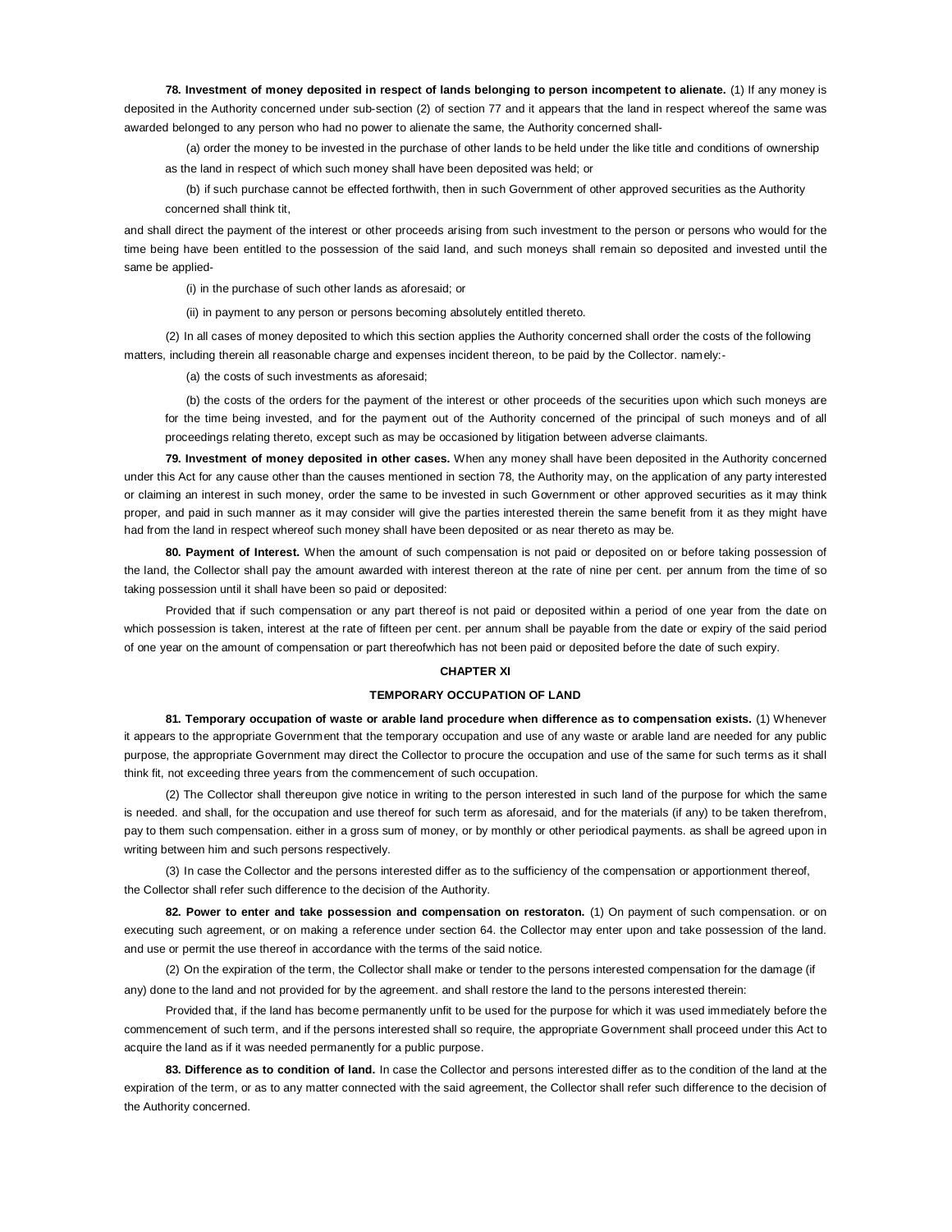**78. Investment of money deposited in respect of lands belonging to person incompetent to alienate.** (1) If any money is deposited in the Authority concerned under sub-section (2) of section 77 and it appears that the land in respect whereof the same was awarded belonged to any person who had no power to alienate the same, the Authority concerned shall-

(a) order the money to be invested in the purchase of other lands to be held under the like title and conditions of ownership as the land in respect of which such money shall have been deposited was held; or

(b) if such purchase cannot be effected forthwith, then in such Government of other approved securities as the Authority concerned shall think tit,

and shall direct the payment of the interest or other proceeds arising from such investment to the person or persons who would for the time being have been entitled to the possession of the said land, and such moneys shall remain so deposited and invested until the same be applied-

(i) in the purchase of such other lands as aforesaid; or

(ii) in payment to any person or persons becoming absolutely entitled thereto.

(2) In all cases of money deposited to which this section applies the Authority concerned shall order the costs of the following matters, including therein all reasonable charge and expenses incident thereon, to be paid by the Collector. namely:-

(a) the costs of such investments as aforesaid;

(b) the costs of the orders for the payment of the interest or other proceeds of the securities upon which such moneys are for the time being invested, and for the payment out of the Authority concerned of the principal of such moneys and of all proceedings relating thereto, except such as may be occasioned by litigation between adverse claimants.

**79. Investment of money deposited in other cases.** When any money shall have been deposited in the Authority concerned under this Act for any cause other than the causes mentioned in section 78, the Authority may, on the application of any party interested or claiming an interest in such money, order the same to be invested in such Government or other approved securities as it may think proper, and paid in such manner as it may consider will give the parties interested therein the same benefit from it as they might have had from the land in respect whereof such money shall have been deposited or as near thereto as may be.

**80. Payment of Interest.** When the amount of such compensation is not paid or deposited on or before taking possession of the land, the Collector shall pay the amount awarded with interest thereon at the rate of nine per cent. per annum from the time of so taking possession until it shall have been so paid or deposited:

Provided that if such compensation or any part thereof is not paid or deposited within a period of one year from the date on which possession is taken, interest at the rate of fifteen per cent. per annum shall be payable from the date or expiry of the said period of one year on the amount of compensation or part thereofwhich has not been paid or deposited before the date of such expiry.

## CHAPTER XI

## TEMPORARY OCCUPATION OF LAND

**81. Temporary occupation of waste or arable land procedure when difference as to compensation exists.** (1) Whenever it appears to the appropriate Government that the temporary occupation and use of any waste or arable land are needed for any public purpose, the appropriate Government may direct the Collector to procure the occupation and use of the same for such terms as it shall think fit, not exceeding three years from the commencement of such occupation.

(2) The Collector shall thereupon give notice in writing to the person interested in such land of the purpose for which the same is needed. and shall, for the occupation and use thereof for such term as aforesaid, and for the materials (if any) to be taken therefrom, pay to them such compensation. either in a gross sum of money, or by monthly or other periodical payments. as shall be agreed upon in writing between him and such persons respectively.

(3) In case the Collector and the persons interested differ as to the sufficiency of the compensation or apportionment thereof, the Collector shall refer such difference to the decision of the Authority.

**82. Power to enter and take possession and compensation on restoraton.** (1) On payment of such compensation. or on executing such agreement, or on making a reference under section 64. the Collector may enter upon and take possession of the land. and use or permit the use thereof in accordance with the terms of the said notice.

(2) On the expiration of the term, the Collector shall make or tender to the persons interested compensation for the damage (if any) done to the land and not provided for by the agreement. and shall restore the land to the persons interested therein:

Provided that, if the land has become permanently unfit to be used for the purpose for which it was used immediately before the commencement of such term, and if the persons interested shall so require, the appropriate Government shall proceed under this Act to acquire the land as if it was needed permanently for a public purpose.

**83. Difference as to condition of land.** In case the Collector and persons interested differ as to the condition of the land at the expiration of the term, or as to any matter connected with the said agreement, the Collector shall refer such difference to the decision of the Authority concerned.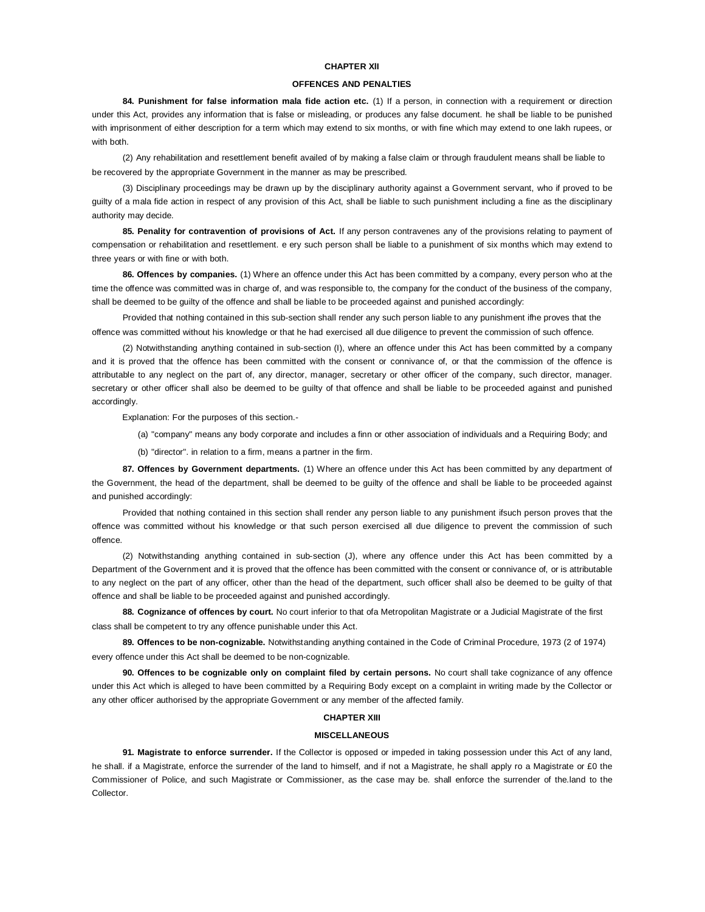## CHAPTER XII

## OFFENCES AND PENALTIES

**84. Punishment for false information mala fide action etc.** (1) If a person, in connection with a requirement or direction under this Act, provides any information that is false or misleading, or produces any false document. he shall be liable to be punished with imprisonment of either description for a term which may extend to six months, or with fine which may extend to one lakh rupees, or with both.

(2) Any rehabilitation and resettlement benefit availed of by making a false claim or through fraudulent means shall be liable to be recovered by the appropriate Government in the manner as may be prescribed.

(3) Disciplinary proceedings may be drawn up by the disciplinary authority against a Government servant, who if proved to be guilty of a mala fide action in respect of any provision of this Act, shall be liable to such punishment including a fine as the disciplinary authority may decide.

**85. Penality for contravention of provisions of Act.** If any person contravenes any of the provisions relating to payment of compensation or rehabilitation and resettlement. e ery such person shall be liable to a punishment of six months which may extend to three years or with fine or with both.

**86. Offences by companies.** (1) Where an offence under this Act has been committed by a company, every person who at the time the offence was committed was in charge of, and was responsible to, the company for the conduct of the business of the company, shall be deemed to be guilty of the offence and shall be liable to be proceeded against and punished accordingly:

Provided that nothing contained in this sub-section shall render any such person liable to any punishment ifhe proves that the offence was committed without his knowledge or that he had exercised all due diligence to prevent the commission of such offence.

(2) Notwithstanding anything contained in sub-section (l), where an offence under this Act has been committed by a company and it is proved that the offence has been committed with the consent or connivance of, or that the commission of the offence is attributable to any neglect on the part of, any director, manager, secretary or other officer of the company, such director, manager. secretary or other officer shall also be deemed to be guilty of that offence and shall be liable to be proceeded against and punished accordingly.

Explanation: For the purposes of this section.-

(a) "company" means any body corporate and includes a finn or other association of individuals and a Requiring Body; and

(b) "director". in relation to a firm, means a partner in the firm.

**87. Offences by Government departments.** (1) Where an offence under this Act has been committed by any department of the Government, the head of the department, shall be deemed to be guilty of the offence and shall be liable to be proceeded against and punished accordingly:

Provided that nothing contained in this section shall render any person liable to any punishment ifsuch person proves that the offence was committed without his knowledge or that such person exercised all due diligence to prevent the commission of such offence.

(2) Notwithstanding anything contained in sub-section (J), where any offence under this Act has been committed by a Department of the Government and it is proved that the offence has been committed with the consent or connivance of, or is attributable to any neglect on the part of any officer, other than the head of the department, such officer shall also be deemed to be guilty of that offence and shall be liable to be proceeded against and punished accordingly.

**88. Cognizance of offences by court.** No court inferior to that ofa Metropolitan Magistrate or a Judicial Magistrate of the first class shall be competent to try any offence punishable under this Act.

**89. Offences to be non-cognizable.** Notwithstanding anything contained in the Code of Criminal Procedure, 1973 (2 of 1974) every offence under this Act shall be deemed to be non-cognizable.

**90. Offences to be cognizable only on complaint filed by certain persons.** No court shall take cognizance of any offence under this Act which is alleged to have been committed by a Requiring Body except on a complaint in writing made by the Collector or any other officer authorised by the appropriate Government or any member of the affected family.

## CHAPTER XIII

## MISCELLANEOUS

**91. Magistrate to enforce surrender.** If the Collector is opposed or impeded in taking possession under this Act of any land, he shall. if a Magistrate, enforce the surrender of the land to himself, and if not a Magistrate, he shall apply ro a Magistrate or £0 the Commissioner of Police, and such Magistrate or Commissioner, as the case may be. shall enforce the surrender of the.land to the Collector.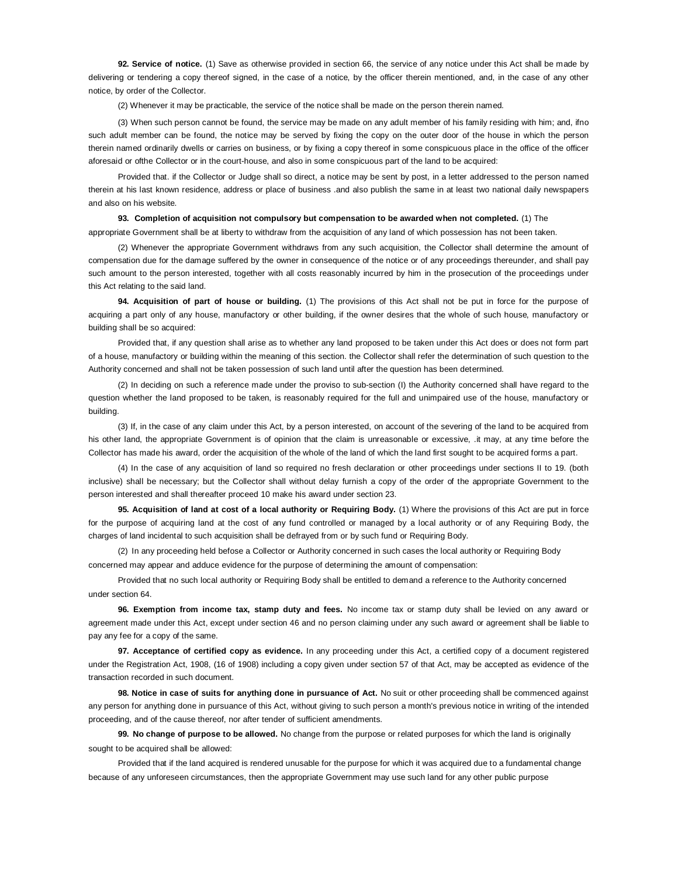**92. Service of notice.** (1) Save as otherwise provided in section 66, the service of any notice under this Act shall be made by delivering or tendering a copy thereof signed, in the case of a notice, by the officer therein mentioned, and, in the case of any other notice, by order of the Collector.

(2) Whenever it may be practicable, the service of the notice shall be made on the person therein named.

(3) When such person cannot be found, the service may be made on any adult member of his family residing with him; and, ifno such adult member can be found, the notice may be served by fixing the copy on the outer door of the house in which the person therein named ordinarily dwells or carries on business, or by fixing a copy thereof in some conspicuous place in the office of the officer aforesaid or ofthe Collector or in the court-house, and also in some conspicuous part of the land to be acquired:

Provided that. if the Collector or Judge shall so direct, a notice may be sent by post, in a letter addressed to the person named therein at his last known residence, address or place of business .and also publish the same in at least two national daily newspapers and also on his website.

**93. Completion of acquisition not compulsory but compensation to be awarded when not completed.** (1) The appropriate Government shall be at liberty to withdraw from the acquisition of any land of which possession has not been taken.

(2) Whenever the appropriate Government withdraws from any such acquisition, the Collector shall determine the amount of compensation due for the damage suffered by the owner in consequence of the notice or of any proceedings thereunder, and shall pay such amount to the person interested, together with all costs reasonably incurred by him in the prosecution of the proceedings under this Act relating to the said land.

**94. Acquisition of part of house or building.** (1) The provisions of this Act shall not be put in force for the purpose of acquiring a part only of any house, manufactory or other building, if the owner desires that the whole of such house, manufactory or building shall be so acquired:

Provided that, if any question shall arise as to whether any land proposed to be taken under this Act does or does not form part of a house, manufactory or building within the meaning of this section. the Collector shall refer the determination of such question to the Authority concerned and shall not be taken possession of such land until after the question has been determined.

(2) In deciding on such a reference made under the proviso to sub-section (I) the Authority concerned shall have regard to the question whether the land proposed to be taken, is reasonably required for the full and unimpaired use of the house, manufactory or building.

(3) If, in the case of any claim under this Act, by a person interested, on account of the severing of the land to be acquired from his other land, the appropriate Government is of opinion that the claim is unreasonable or excessive, .it may, at any time before the Collector has made his award, order the acquisition of the whole of the land of which the land first sought to be acquired forms a part.

(4) In the case of any acquisition of land so required no fresh declaration or other proceedings under sections II to 19. (both inclusive) shall be necessary; but the Collector shall without delay furnish a copy of the order of the appropriate Government to the person interested and shall thereafter proceed 10 make his award under section 23.

**95. Acquisition of land at cost of a local authority or Requiring Body.** (1) Where the provisions of this Act are put in force for the purpose of acquiring land at the cost of any fund controlled or managed by a local authority or of any Requiring Body, the charges of land incidental to such acquisition shall be defrayed from or by such fund or Requiring Body.

(2) In any proceeding held befose a Collector or Authority concerned in such cases the local authority or Requiring Body concerned may appear and adduce evidence for the purpose of determining the amount of compensation:

Provided that no such local authority or Requiring Body shall be entitled to demand a reference to the Authority concerned under section 64.

**96. Exemption from income tax, stamp duty and fees.** No income tax or stamp duty shall be levied on any award or agreement made under this Act, except under section 46 and no person claiming under any such award or agreement shall be liable to pay any fee for a copy of the same.

**97. Acceptance of certified copy as evidence.** In any proceeding under this Act, a certified copy of a document registered under the Registration Act, 1908, (16 of 1908) including a copy given under section 57 of that Act, may be accepted as evidence of the transaction recorded in such document.

**98. Notice in case of suits for anything done in pursuance of Act.** No suit or other proceeding shall be commenced against any person for anything done in pursuance of this Act, without giving to such person a month's previous notice in writing of the intended proceeding, and of the cause thereof, nor after tender of sufficient amendments.

**99. No change of purpose to be allowed.** No change from the purpose or related purposes for which the land is originally sought to be acquired shall be allowed:

Provided that if the land acquired is rendered unusable for the purpose for which it was acquired due to a fundamental change because of any unforeseen circumstances, then the appropriate Government may use such land for any other public purpose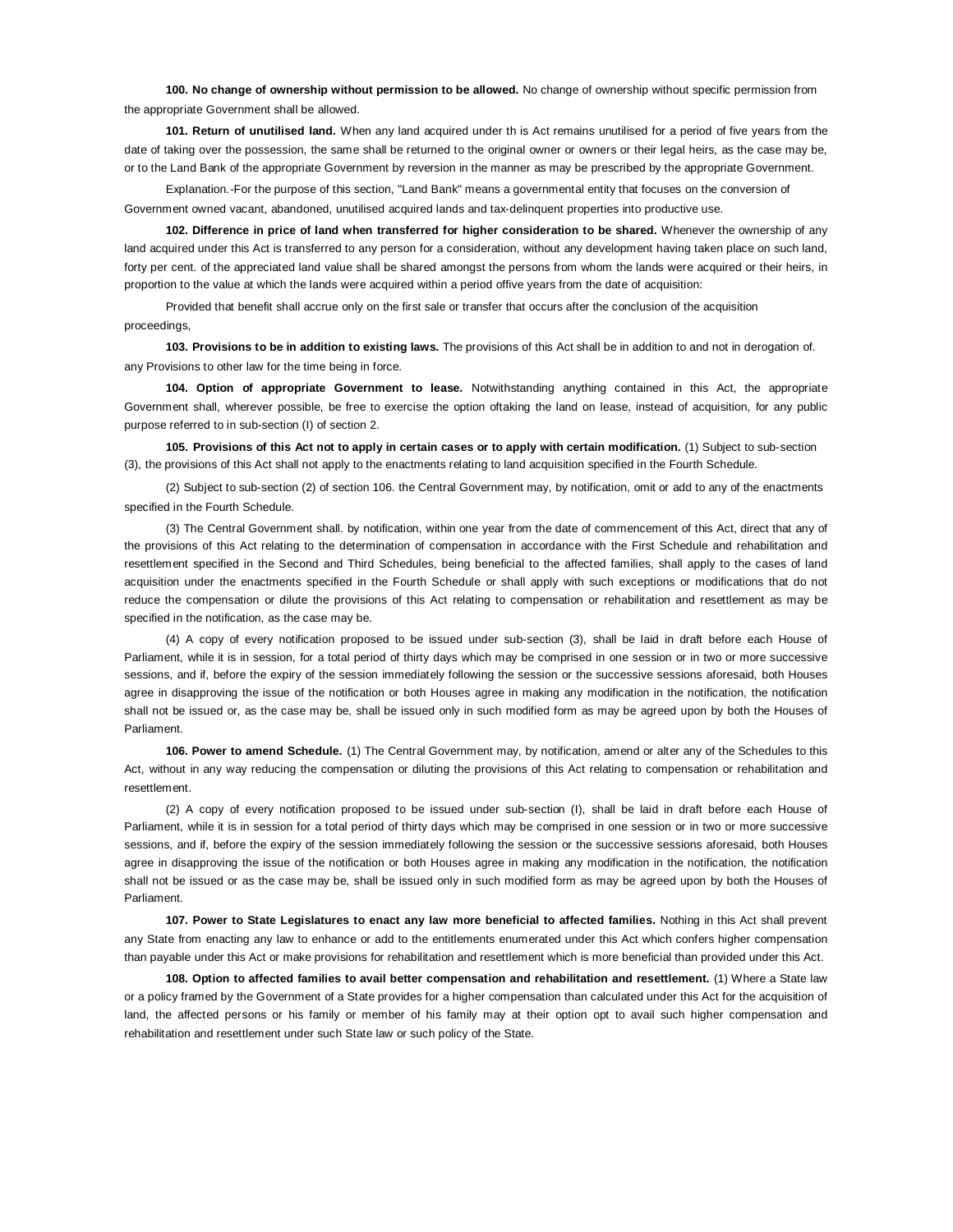**100. No change of ownership without permission to be allowed.** No change of ownership without specific permission from the appropriate Government shall be allowed.

**101. Return of unutilised land.** When any land acquired under th is Act remains unutilised for a period of five years from the date of taking over the possession, the same shall be returned to the original owner or owners or their legal heirs, as the case may be, or to the Land Bank of the appropriate Government by reversion in the manner as may be prescribed by the appropriate Government.

Explanation.-For the purpose of this section, "Land Bank" means a governmental entity that focuses on the conversion of Government owned vacant, abandoned, unutilised acquired lands and tax-delinquent properties into productive use.

**102. Difference in price of land when transferred for higher consideration to be shared.** Whenever the ownership of any land acquired under this Act is transferred to any person for a consideration, without any development having taken place on such land, forty per cent. of the appreciated land value shall be shared amongst the persons from whom the lands were acquired or their heirs, in proportion to the value at which the lands were acquired within a period offive years from the date of acquisition:

Provided that benefit shall accrue only on the first sale or transfer that occurs after the conclusion of the acquisition proceedings,

**103. Provisions to be in addition to existing laws.** The provisions of this Act shall be in addition to and not in derogation of. any Provisions to other law for the time being in force.

**104. Option of appropriate Government to lease.** Notwithstanding anything contained in this Act, the appropriate Government shall, wherever possible, be free to exercise the option oftaking the land on lease, instead of acquisition, for any public purpose referred to in sub-section (I) of section 2.

**105. Provisions of this Act not to apply in certain cases or to apply with certain modification.** (1) Subject to sub-section (3), the provisions of this Act shall not apply to the enactments relating to land acquisition specified in the Fourth Schedule.

(2) Subject to sub-section (2) of section 106. the Central Government may, by notification, omit or add to any of the enactments specified in the Fourth Schedule.

(3) The Central Government shall. by notification, within one year from the date of commencement of this Act, direct that any of the provisions of this Act relating to the determination of compensation in accordance with the First Schedule and rehabilitation and resettlement specified in the Second and Third Schedules, being beneficial to the affected families, shall apply to the cases of land acquisition under the enactments specified in the Fourth Schedule or shall apply with such exceptions or modifications that do not reduce the compensation or dilute the provisions of this Act relating to compensation or rehabilitation and resettlement as may be specified in the notification, as the case may be.

(4) A copy of every notification proposed to be issued under sub-section (3), shall be laid in draft before each House of Parliament, while it is in session, for a total period of thirty days which may be comprised in one session or in two or more successive sessions, and if, before the expiry of the session immediately following the session or the successive sessions aforesaid, both Houses agree in disapproving the issue of the notification or both Houses agree in making any modification in the notification, the notification shall not be issued or, as the case may be, shall be issued only in such modified form as may be agreed upon by both the Houses of Parliament.

**106. Power to amend Schedule.** (1) The Central Government may, by notification, amend or alter any of the Schedules to this Act, without in any way reducing the compensation or diluting the provisions of this Act relating to compensation or rehabilitation and resettlement.

(2) A copy of every notification proposed to be issued under sub-section (I), shall be laid in draft before each House of Parliament, while it is in session for a total period of thirty days which may be comprised in one session or in two or more successive sessions, and if, before the expiry of the session immediately following the session or the successive sessions aforesaid, both Houses agree in disapproving the issue of the notification or both Houses agree in making any modification in the notification, the notification shall not be issued or as the case may be, shall be issued only in such modified form as may be agreed upon by both the Houses of Parliament.

**107. Power to State Legislatures to enact any law more beneficial to affected families.** Nothing in this Act shall prevent any State from enacting any law to enhance or add to the entitlements enumerated under this Act which confers higher compensation than payable under this Act or make provisions for rehabilitation and resettlement which is more beneficial than provided under this Act.

**108. Option to affected families to avail better compensation and rehabilitation and resettlement.** (1) Where a State law or a policy framed by the Government of a State provides for a higher compensation than calculated under this Act for the acquisition of land, the affected persons or his family or member of his family may at their option opt to avail such higher compensation and rehabilitation and resettlement under such State law or such policy of the State.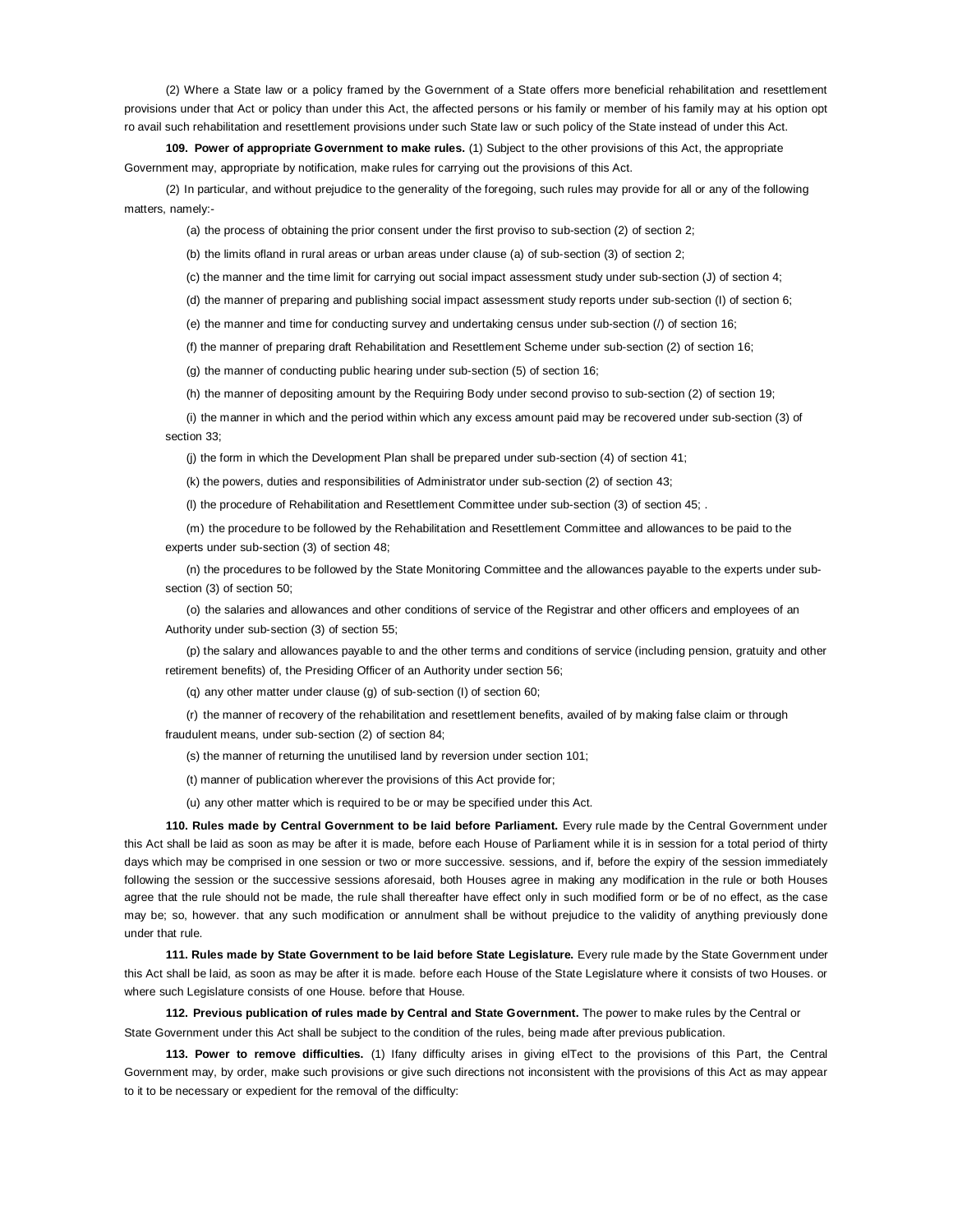(2) Where a State law or a policy framed by the Government of a State offers more beneficial rehabilitation and resettlement provisions under that Act or policy than under this Act, the affected persons or his family or member of his family may at his option opt ro avail such rehabilitation and resettlement provisions under such State law or such policy of the State instead of under this Act.

**109. Power of appropriate Government to make rules.** (1) Subject to the other provisions of this Act, the appropriate Government may, appropriate by notification, make rules for carrying out the provisions of this Act.

(2) In particular, and without prejudice to the generality of the foregoing, such rules may provide for all or any of the following matters, namely:-

(a) the process of obtaining the prior consent under the first proviso to sub-section (2) of section 2;

(b) the limits ofland in rural areas or urban areas under clause (a) of sub-section (3) of section 2;

(c) the manner and the time limit for carrying out social impact assessment study under sub-section (J) of section 4;

(d) the manner of preparing and publishing social impact assessment study reports under sub-section (I) of section 6;

(e) the manner and time for conducting survey and undertaking census under sub-section (/) of section 16;

(f) the manner of preparing draft Rehabilitation and Resettlement Scheme under sub-section (2) of section 16;

(g) the manner of conducting public hearing under sub-section (5) of section 16;

(h) the manner of depositing amount by the Requiring Body under second proviso to sub-section (2) of section 19;

(i) the manner in which and the period within which any excess amount paid may be recovered under sub-section (3) of section 33;

(j) the form in which the Development Plan shall be prepared under sub-section (4) of section 41;

(k) the powers, duties and responsibilities of Administrator under sub-section (2) of section 43;

(l) the procedure of Rehabilitation and Resettlement Committee under sub-section (3) of section 45; .

(m) the procedure to be followed by the Rehabilitation and Resettlement Committee and allowances to be paid to the experts under sub-section (3) of section 48;

(n) the procedures to be followed by the State Monitoring Committee and the allowances payable to the experts under sub-section (3) of section 50;

(o) the salaries and allowances and other conditions of service of the Registrar and other officers and employees of an Authority under sub-section (3) of section 55;

(p) the salary and allowances payable to and the other terms and conditions of service (including pension, gratuity and other retirement benefits) of, the Presiding Officer of an Authority under section 56;

(q) any other matter under clause (g) of sub-section (I) of section 60;

(r) the manner of recovery of the rehabilitation and resettlement benefits, availed of by making false claim or through fraudulent means, under sub-section (2) of section 84;

(s) the manner of returning the unutilised land by reversion under section 101;

(t) manner of publication wherever the provisions of this Act provide for;

(u) any other matter which is required to be or may be specified under this Act.

**110. Rules made by Central Government to be laid before Parliament.** Every rule made by the Central Government under this Act shall be laid as soon as may be after it is made, before each House of Parliament while it is in session for a total period of thirty days which may be comprised in one session or two or more successive. sessions, and if, before the expiry of the session immediately following the session or the successive sessions aforesaid, both Houses agree in making any modification in the rule or both Houses agree that the rule should not be made, the rule shall thereafter have effect only in such modified form or be of no effect, as the case may be; so, however. that any such modification or annulment shall be without prejudice to the validity of anything previously done under that rule.

**111. Rules made by State Government to be laid before State Legislature.** Every rule made by the State Government under this Act shall be laid, as soon as may be after it is made. before each House of the State Legislature where it consists of two Houses. or where such Legislature consists of one House. before that House.

**112. Previous publication of rules made by Central and State Government.** The power to make rules by the Central or State Government under this Act shall be subject to the condition of the rules, being made after previous publication.

**113. Power to remove difficulties.** (1) Ifany difficulty arises in giving elTect to the provisions of this Part, the Central Government may, by order, make such provisions or give such directions not inconsistent with the provisions of this Act as may appear to it to be necessary or expedient for the removal of the difficulty: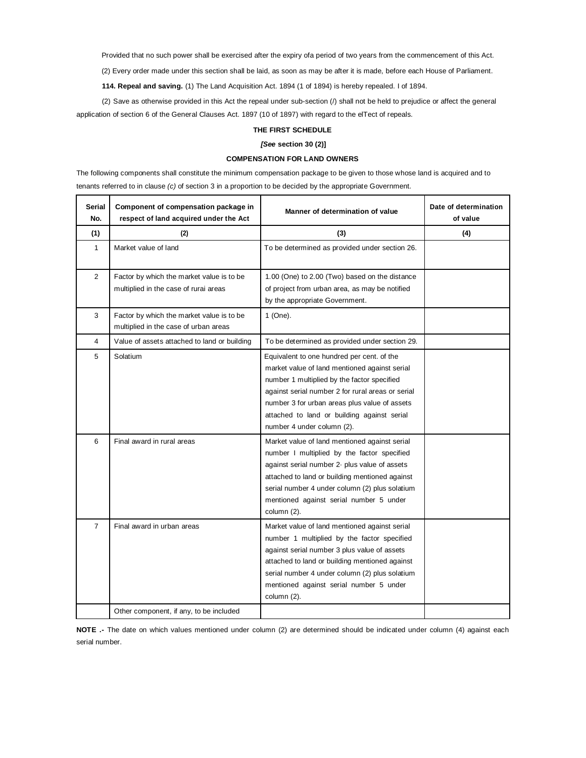Provided that no such power shall be exercised after the expiry ofa period of two years from the commencement of this Act.

(2) Every order made under this section shall be laid, as soon as may be after it is made, before each House of Parliament.

**114. Repeal and saving.** (1) The Land Acquisition Act. 1894 (1 of 1894) is hereby repealed. I of 1894.

(2) Save as otherwise provided in this Act the repeal under sub-section (/) shall not be held to prejudice or affect the general application of section 6 of the General Clauses Act. 1897 (10 of 1897) with regard to the elTect of repeals.

### THE FIRST SCHEDULE

**[*See* section 30 (2)]**

**COMPENSATION FOR LAND OWNERS**

The following components shall constitute the minimum compensation package to be given to those whose land is acquired and to tenants referred to in clause *(c)* of section 3 in a proportion to be decided by the appropriate Government.

| Serial No. | Component of compensation package in respect of land acquired under the Act | Manner of determination of value | Date of determination of value |
|---|---|---|---|
| (1) | (2) | (3) | (4) |
| 1 | Market value of land | To be determined as provided under section 26. | |
| 2 | Factor by which the market value is to be multiplied in the case of rurai areas | 1.00 (One) to 2.00 (Two) based on the distance of project from urban area, as may be notified by the appropriate Government. | |
| 3 | Factor by which the market value is to be multiplied in the case of urban areas | 1 (One). | |
| 4 | Value of assets attached to land or building | To be determined as provided under section 29. | |
| 5 | Solatium | Equivalent to one hundred per cent. of the market value of land mentioned against serial number 1 multiplied by the factor specified against serial number 2 for rural areas or serial number 3 for urban areas plus value of assets attached to land or building against serial number 4 under column (2). | |
| 6 | Final award in rural areas | Market value of land mentioned against serial number I multiplied by the factor specified against serial number 2· plus value of assets attached to land or building mentioned against serial number 4 under column (2) plus solatium mentioned against serial number 5 under column (2). | |
| 7 | Final award in urban areas | Market value of land mentioned against serial number 1 multiplied by the factor specified against serial number 3 plus value of assets attached to land or building mentioned against serial number 4 under column (2) plus solatium mentioned against serial number 5 under column (2). | |
| | Other component, if any, to be included | | |

**NOTE .-** The date on which values mentioned under column (2) are determined should be indicated under column (4) against each serial number.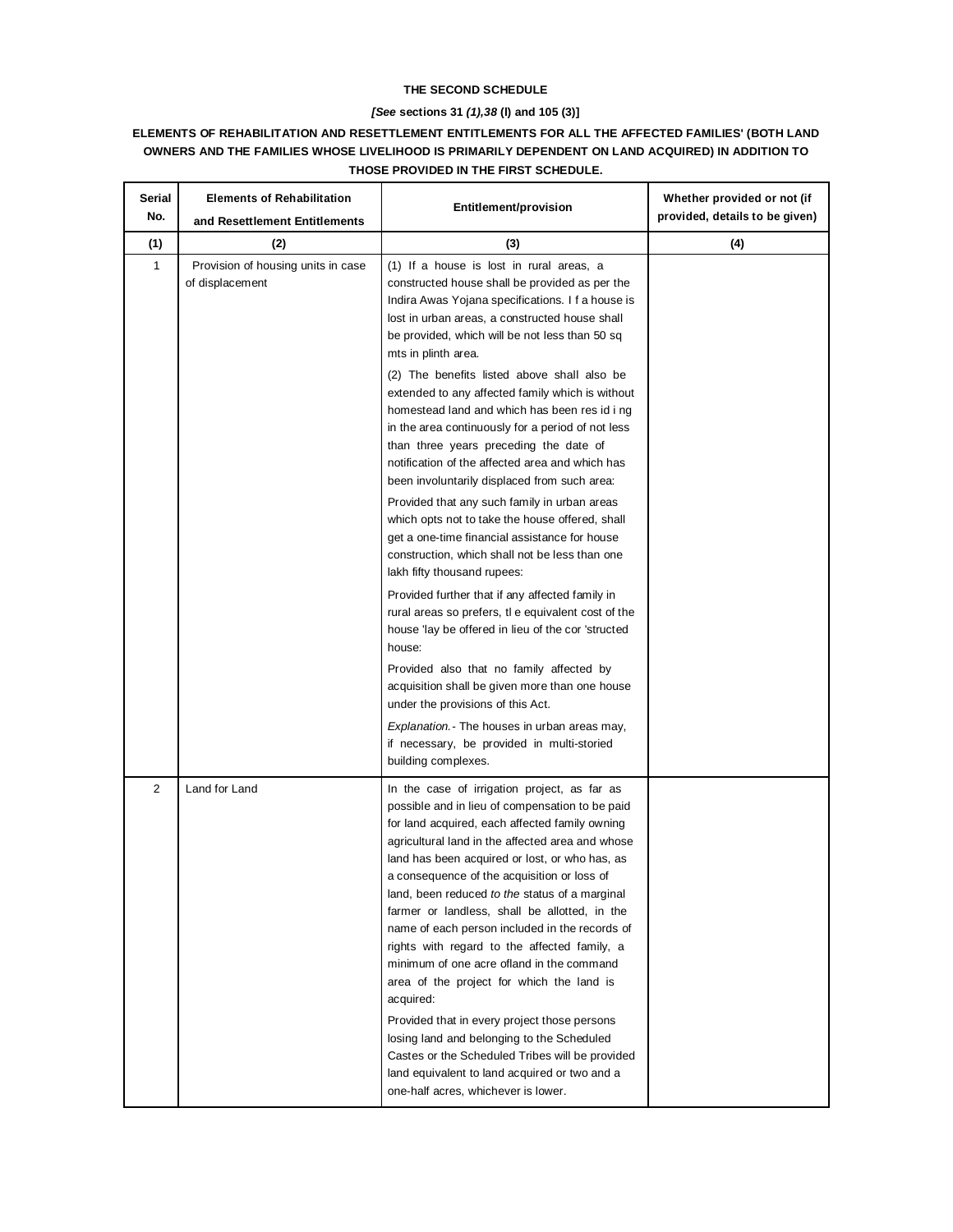**THE SECOND SCHEDULE**

***[See* sections 31 *(1),38* (l) and 105 (3)]**

**ELEMENTS OF REHABILITATION AND RESETTLEMENT ENTITLEMENTS FOR ALL THE AFFECTED FAMILIES' (BOTH LAND OWNERS AND THE FAMILIES WHOSE LIVELIHOOD IS PRIMARILY DEPENDENT ON LAND ACQUIRED) IN ADDITION TO THOSE PROVIDED IN THE FIRST SCHEDULE.**

| Serial No. | Elements of Rehabilitation and Resettlement Entitlements | Entitlement/provision | Whether provided or not (if provided, details to be given) |
|---|---|---|---|
| (1) | (2) | (3) | (4) |
| 1 | Provision of housing units in case of displacement | (1) If a house is lost in rural areas, a constructed house shall be provided as per the Indira Awas Yojana specifications. I f a house is lost in urban areas, a constructed house shall be provided, which will be not less than 50 sq mts in plinth area.<br><br>(2) The benefits listed above shall also be extended to any affected family which is without homestead land and which has been res id i ng in the area continuously for a period of not less than three years preceding the date of notification of the affected area and which has been involuntarily displaced from such area:<br><br>Provided that any such family in urban areas which opts not to take the house offered, shall get a one-time financial assistance for house construction, which shall not be less than one lakh fifty thousand rupees:<br><br>Provided further that if any affected family in rural areas so prefers, tl e equivalent cost of the house 'lay be offered in lieu of the cor 'structed house:<br><br>Provided also that no family affected by acquisition shall be given more than one house under the provisions of this Act.<br><br>*Explanation.*- The houses in urban areas may, if necessary, be provided in multi-storied building complexes. | |
| 2 | Land for Land | In the case of irrigation project, as far as possible and in lieu of compensation to be paid for land acquired, each affected family owning agricultural land in the affected area and whose land has been acquired or lost, or who has, as a consequence of the acquisition or loss of land, been reduced *to the* status of a marginal farmer or landless, shall be allotted, in the name of each person included in the records of rights with regard to the affected family, a minimum of one acre ofland in the command area of the project for which the land is acquired:<br><br>Provided that in every project those persons losing land and belonging to the Scheduled Castes or the Scheduled Tribes will be provided land equivalent to land acquired or two and a one-half acres, whichever is lower. | |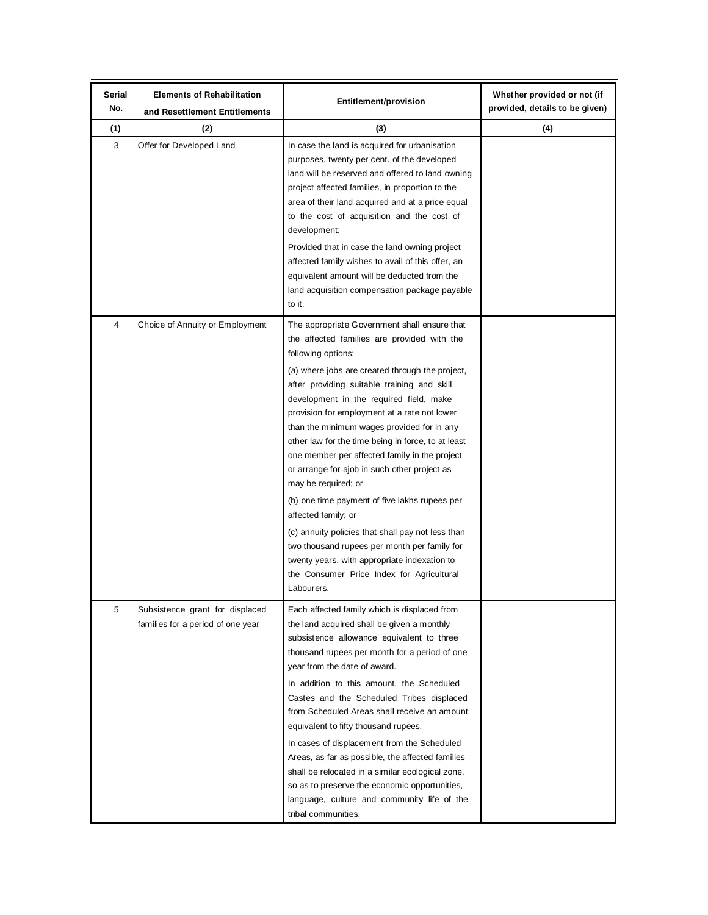| Serial No. | Elements of Rehabilitation and Resettlement Entitlements | Entitlement/provision | Whether provided or not (if provided, details to be given) |
|---|---|---|---|
| (1) | (2) | (3) | (4) |
| 3 | Offer for Developed Land | In case the land is acquired for urbanisation purposes, twenty per cent. of the developed land will be reserved and offered to land owning project affected families, in proportion to the area of their land acquired and at a price equal to the cost of acquisition and the cost of development:<br><br>Provided that in case the land owning project affected family wishes to avail of this offer, an equivalent amount will be deducted from the land acquisition compensation package payable to it. | |
| 4 | Choice of Annuity or Employment | The appropriate Government shall ensure that the affected families are provided with the following options:<br><br>(a) where jobs are created through the project, after providing suitable training and skill development in the required field, make provision for employment at a rate not lower than the minimum wages provided for in any other law for the time being in force, to at least one member per affected family in the project or arrange for ajob in such other project as may be required; or<br><br>(b) one time payment of five lakhs rupees per affected family; or<br><br>(c) annuity policies that shall pay not less than two thousand rupees per month per family for twenty years, with appropriate indexation to the Consumer Price Index for Agricultural Labourers. | |
| 5 | Subsistence grant for displaced families for a period of one year | Each affected family which is displaced from the land acquired shall be given a monthly subsistence allowance equivalent to three thousand rupees per month for a period of one year from the date of award.<br><br>In addition to this amount, the Scheduled Castes and the Scheduled Tribes displaced from Scheduled Areas shall receive an amount equivalent to fifty thousand rupees.<br><br>In cases of displacement from the Scheduled Areas, as far as possible, the affected families shall be relocated in a similar ecological zone, so as to preserve the economic opportunities, language, culture and community life of the tribal communities. | |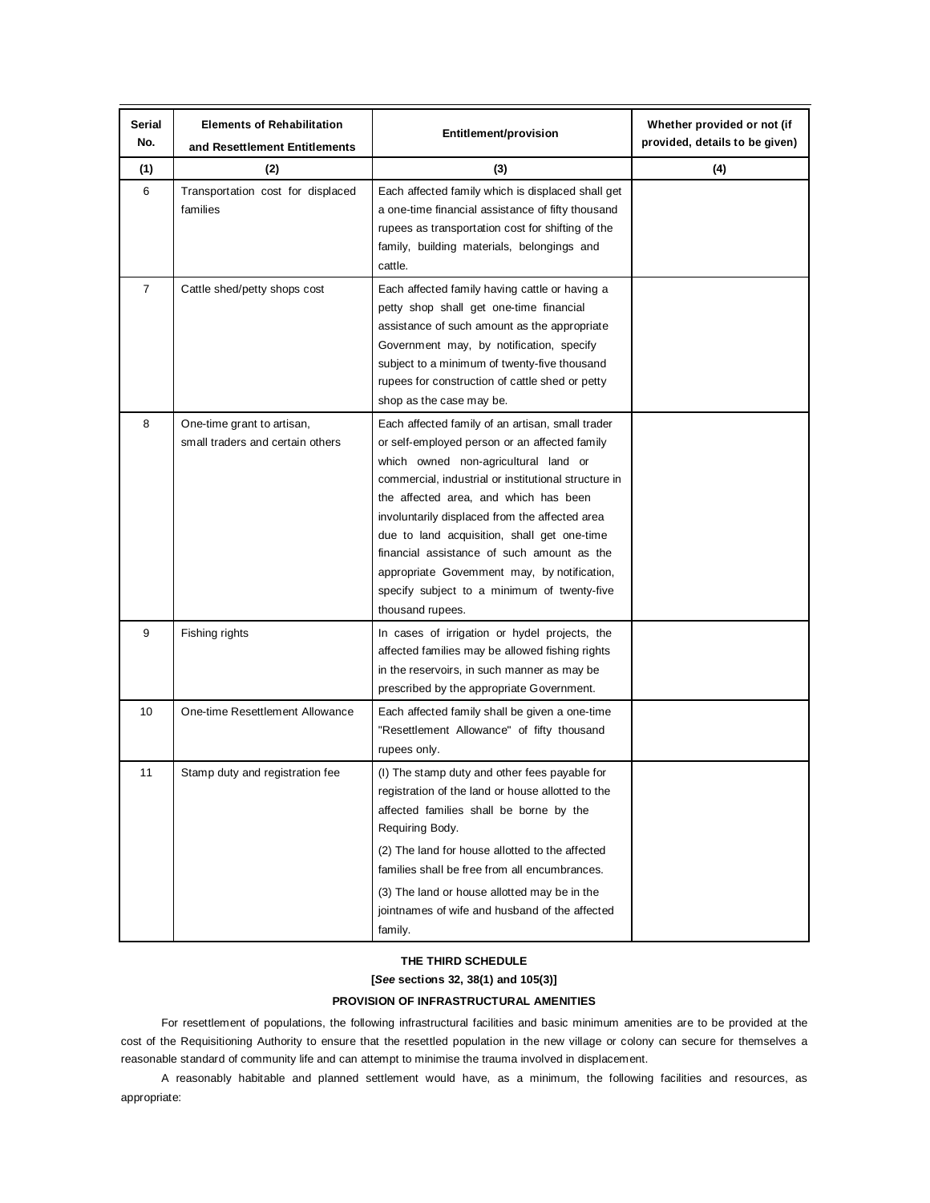| Serial No. | Elements of Rehabilitation and Resettlement Entitlements | Entitlement/provision | Whether provided or not (if provided, details to be given) |
|---|---|---|---|
| (1) | (2) | (3) | (4) |
| 6 | Transportation cost for displaced families | Each affected family which is displaced shall get a one-time financial assistance of fifty thousand rupees as transportation cost for shifting of the family, building materials, belongings and cattle. | |
| 7 | Cattle shed/petty shops cost | Each affected family having cattle or having a petty shop shall get one-time financial assistance of such amount as the appropriate Government may, by notification, specify subject to a minimum of twenty-five thousand rupees for construction of cattle shed or petty shop as the case may be. | |
| 8 | One-time grant to artisan, small traders and certain others | Each affected family of an artisan, small trader or self-employed person or an affected family which owned non-agricultural land or commercial, industrial or institutional structure in the affected area, and which has been involuntarily displaced from the affected area due to land acquisition, shall get one-time financial assistance of such amount as the appropriate Government may, by notification, specify subject to a minimum of twenty-five thousand rupees. | |
| 9 | Fishing rights | In cases of irrigation or hydel projects, the affected families may be allowed fishing rights in the reservoirs, in such manner as may be prescribed by the appropriate Government. | |
| 10 | One-time Resettlement Allowance | Each affected family shall be given a one-time "Resettlement Allowance" of fifty thousand rupees only. | |
| 11 | Stamp duty and registration fee | (I) The stamp duty and other fees payable for registration of the land or house allotted to the affected families shall be borne by the Requiring Body.<br>(2) The land for house allotted to the affected families shall be free from all encumbrances.<br>(3) The land or house allotted may be in the jointnames of wife and husband of the affected family. | |

**THE THIRD SCHEDULE**

**[*See* sections 32, 38(1) and 105(3)]**

**PROVISION OF INFRASTRUCTURAL AMENITIES**

For resettlement of populations, the following infrastructural facilities and basic minimum amenities are to be provided at the cost of the Requisitioning Authority to ensure that the resettled population in the new village or colony can secure for themselves a reasonable standard of community life and can attempt to minimise the trauma involved in displacement.

A reasonably habitable and planned settlement would have, as a minimum, the following facilities and resources, as appropriate: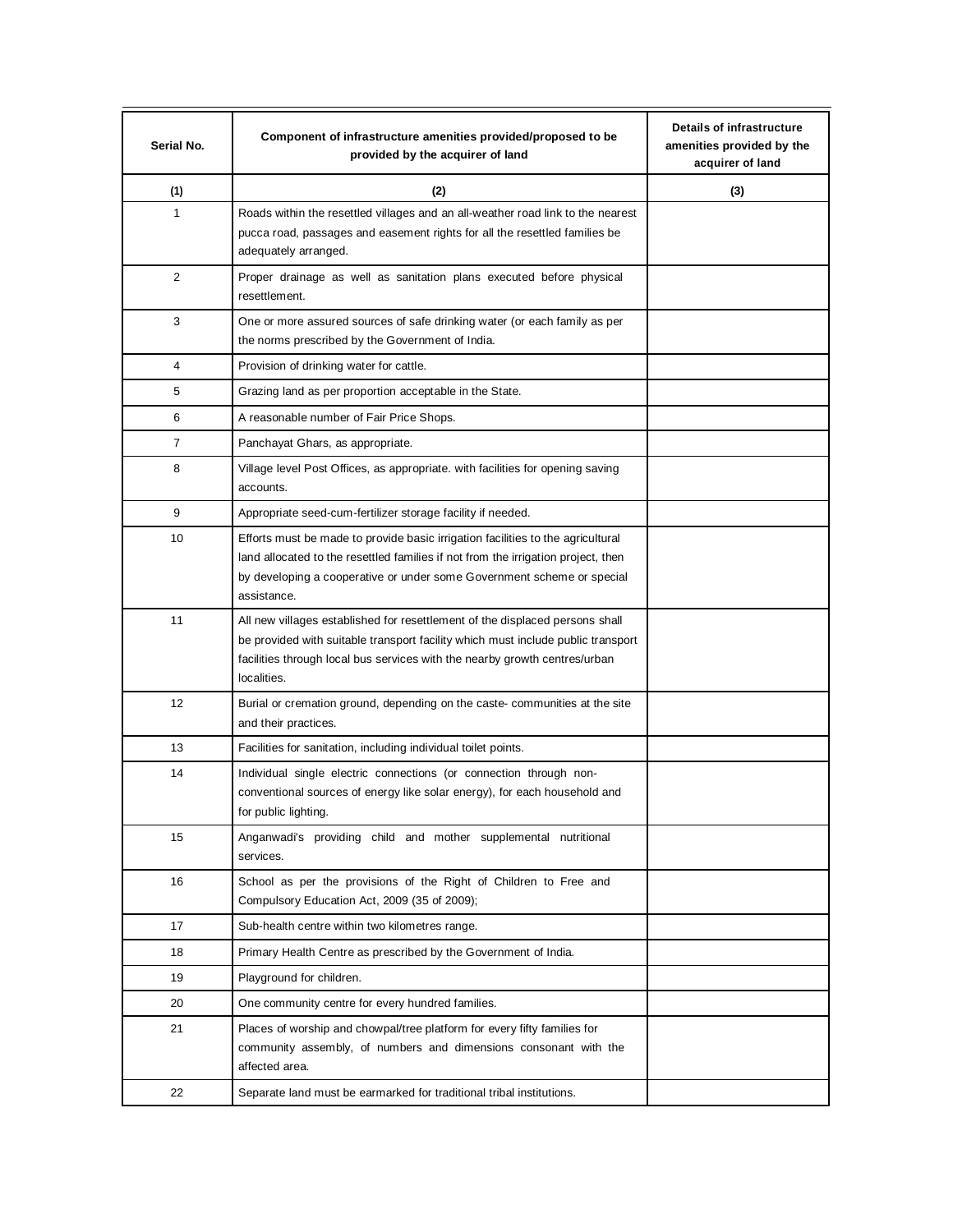| Serial No. | Component of infrastructure amenities provided/proposed to be provided by the acquirer of land | Details of infrastructure amenities provided by the acquirer of land |
|---|---|---|
| (1) | (2) | (3) |
| 1 | Roads within the resettled villages and an all-weather road link to the nearest pucca road, passages and easement rights for all the resettled families be adequately arranged. | |
| 2 | Proper drainage as well as sanitation plans executed before physical resettlement. | |
| 3 | One or more assured sources of safe drinking water (or each family as per the norms prescribed by the Government of India. | |
| 4 | Provision of drinking water for cattle. | |
| 5 | Grazing land as per proportion acceptable in the State. | |
| 6 | A reasonable number of Fair Price Shops. | |
| 7 | Panchayat Ghars, as appropriate. | |
| 8 | Village level Post Offices, as appropriate. with facilities for opening saving accounts. | |
| 9 | Appropriate seed-cum-fertilizer storage facility if needed. | |
| 10 | Efforts must be made to provide basic irrigation facilities to the agricultural land allocated to the resettled families if not from the irrigation project, then by developing a cooperative or under some Government scheme or special assistance. | |
| 11 | All new villages established for resettlement of the displaced persons shall be provided with suitable transport facility which must include public transport facilities through local bus services with the nearby growth centres/urban localities. | |
| 12 | Burial or cremation ground, depending on the caste- communities at the site and their practices. | |
| 13 | Facilities for sanitation, including individual toilet points. | |
| 14 | Individual single electric connections (or connection through non-conventional sources of energy like solar energy), for each household and for public lighting. | |
| 15 | Anganwadi's providing child and mother supplemental nutritional services. | |
| 16 | School as per the provisions of the Right of Children to Free and Compulsory Education Act, 2009 (35 of 2009); | |
| 17 | Sub-health centre within two kilometres range. | |
| 18 | Primary Health Centre as prescribed by the Government of India. | |
| 19 | Playground for children. | |
| 20 | One community centre for every hundred families. | |
| 21 | Places of worship and chowpal/tree platform for every fifty families for community assembly, of numbers and dimensions consonant with the affected area. | |
| 22 | Separate land must be earmarked for traditional tribal institutions. | |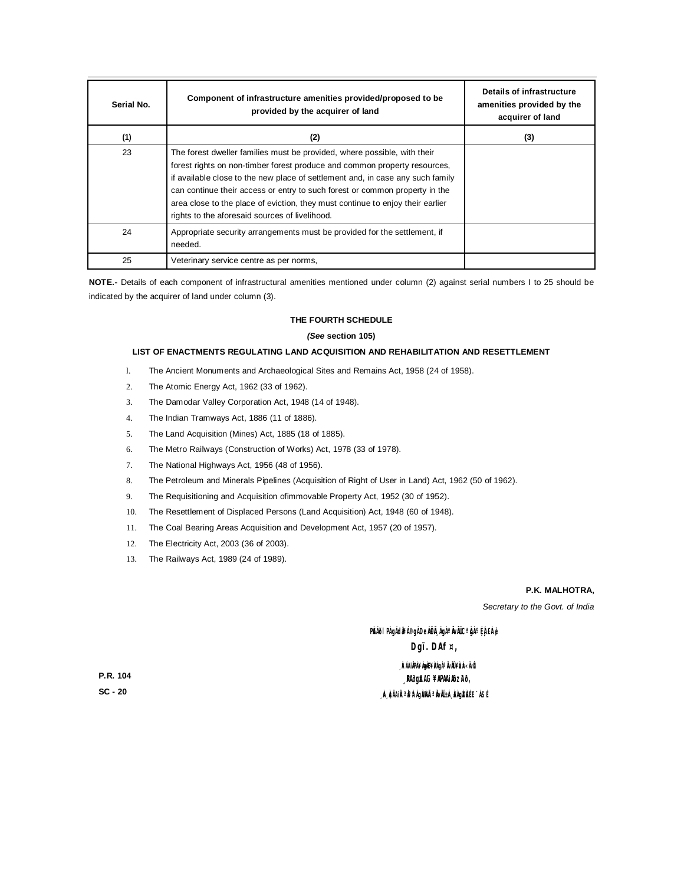| Serial No. | Component of infrastructure amenities provided/proposed to be provided by the acquirer of land | Details of infrastructure amenities provided by the acquirer of land |
|---|---|---|
| (1) | (2) | (3) |
| 23 | The forest dweller families must be provided, where possible, with their forest rights on non-timber forest produce and common property resources, if available close to the new place of settlement and, in case any such family can continue their access or entry to such forest or common property in the area close to the place of eviction, they must continue to enjoy their earlier rights to the aforesaid sources of livelihood. | |
| 24 | Appropriate security arrangements must be provided for the settlement, if needed. | |
| 25 | Veterinary service centre as per norms, | |

**NOTE.-** Details of each component of infrastructural amenities mentioned under column (2) against serial numbers I to 25 should be indicated by the acquirer of land under column (3).

**THE FOURTH SCHEDULE**

***(See* section 105)**

**LIST OF ENACTMENTS REGULATING LAND ACQUISITION AND REHABILITATION AND RESETTLEMENT**

1. The Ancient Monuments and Archaeological Sites and Remains Act, 1958 (24 of 1958).
2. The Atomic Energy Act, 1962 (33 of 1962).
3. The Damodar Valley Corporation Act, 1948 (14 of 1948).
4. The Indian Tramways Act, 1886 (11 of 1886).
5. The Land Acquisition (Mines) Act, 1885 (18 of 1885).
6. The Metro Railways (Construction of Works) Act, 1978 (33 of 1978).
7. The National Highways Act, 1956 (48 of 1956).
8. The Petroleum and Minerals Pipelines (Acquisition of Right of User in Land) Act, 1962 (50 of 1962).
9. The Requisitioning and Acquisition ofimmovable Property Act, 1952 (30 of 1952).
10. The Resettlement of Displaced Persons (Land Acquisition) Act, 1948 (60 of 1948).
11. The Coal Bearing Areas Acquisition and Development Act, 1957 (20 of 1957).
12. The Electricity Act, 2003 (36 of 2003).
13. The Railways Act, 1989 (24 of 1989).

**P.K. MALHOTRA,**

*Secretary to the Govt. of India*

PÀ£ÁðlPÀ gÁdå¥ÀvÀæzÀ°è ¥ÀæPÀn¸À¯ÁVzÉ

**Dgï. DAf¤,**

¸ÀPÁðgÀzÀ C¥ÀgÀ PÁAiÀÄðzÀ²ð,

¸ÀA¸À¢ÃAiÀÄ ªÀåªÀºÁgÀUÀ¼ÀÄ

¸ÀA¸À¢ÃAiÀÄ ªÀÄvÀÄÛ ±Á¸À£À gÀZÀ£Á ¸ÀaªÁ®AiÀÄ

P.R. 104

SC - 20